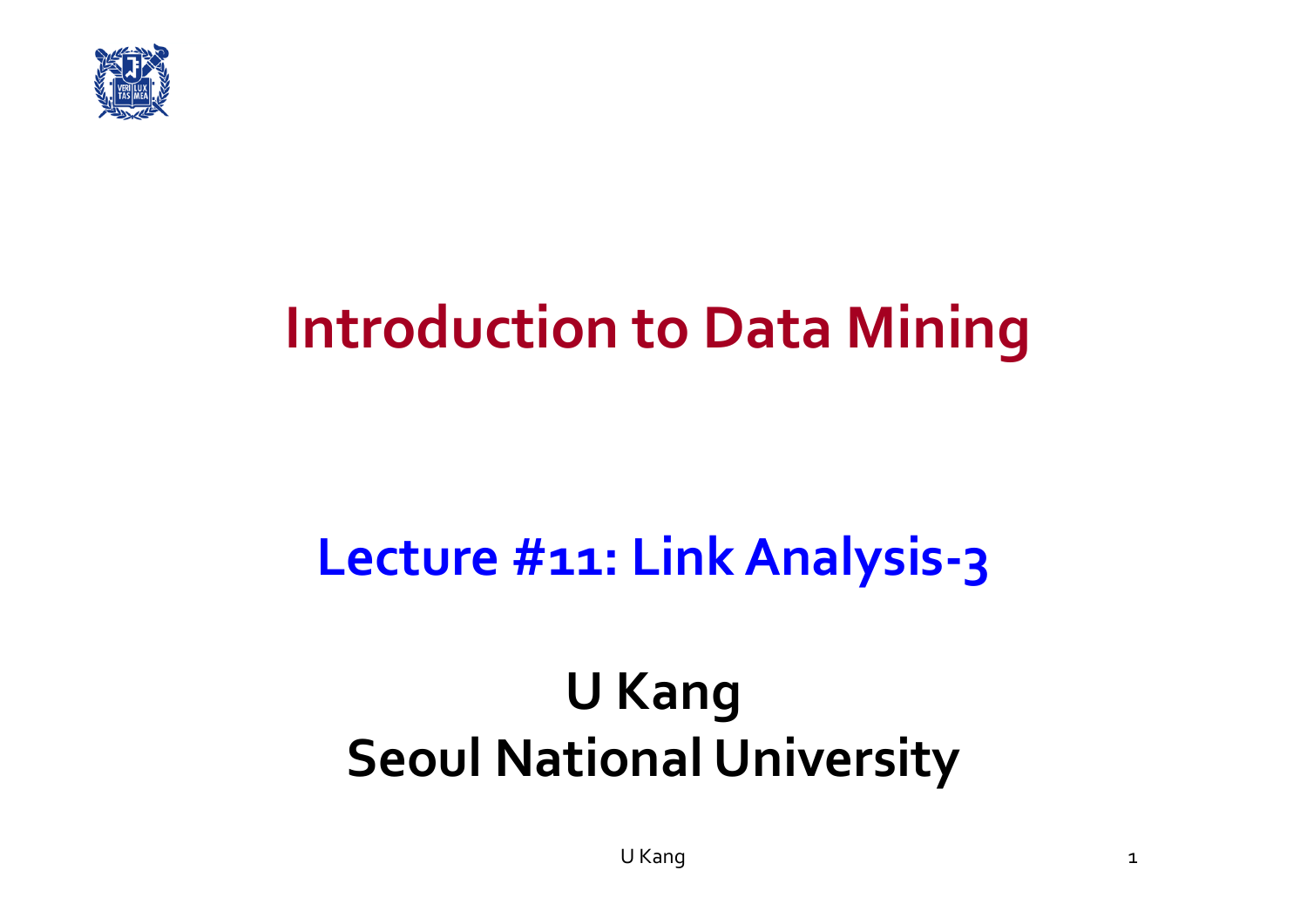# Introduction to Data Mining

## Lecture #11: Link Analysis-3

## U Kang
## Seoul National University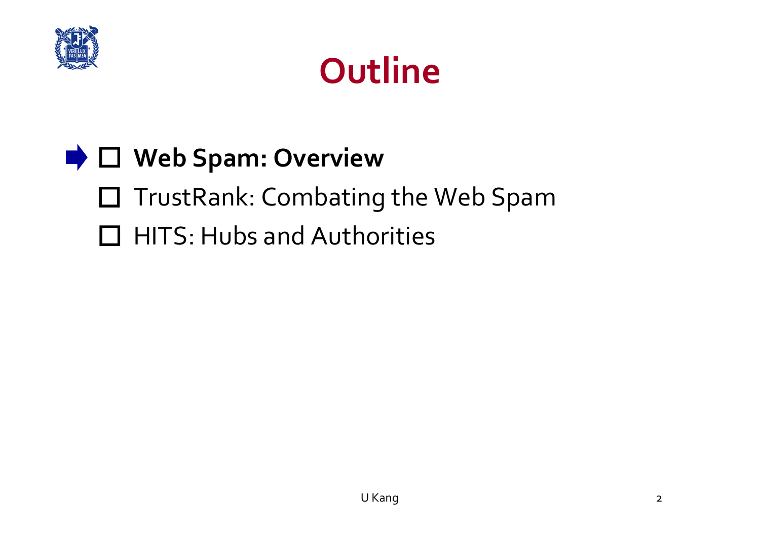# Outline

- ➡ ☐ **Web Spam: Overview**
- ☐ TrustRank: Combating the Web Spam
- ☐ HITS: Hubs and Authorities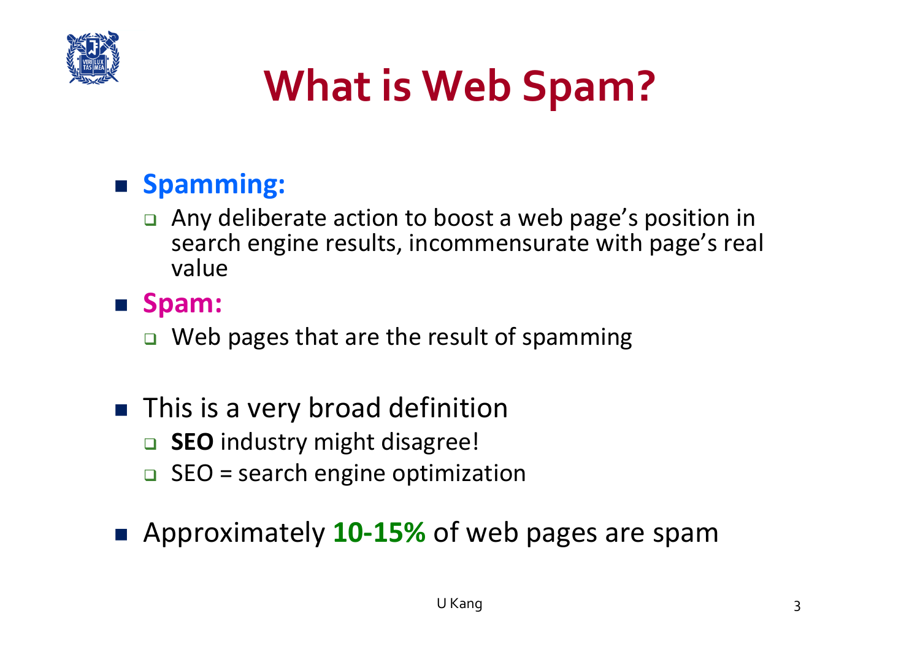# What is Web Spam?

- **Spamming:**
  - Any deliberate action to boost a web page's position in search engine results, incommensurate with page's real value
- **Spam:**
  - Web pages that are the result of spamming

- This is a very broad definition
  - **SEO** industry might disagree!
  - SEO = search engine optimization

- Approximately **10-15%** of web pages are spam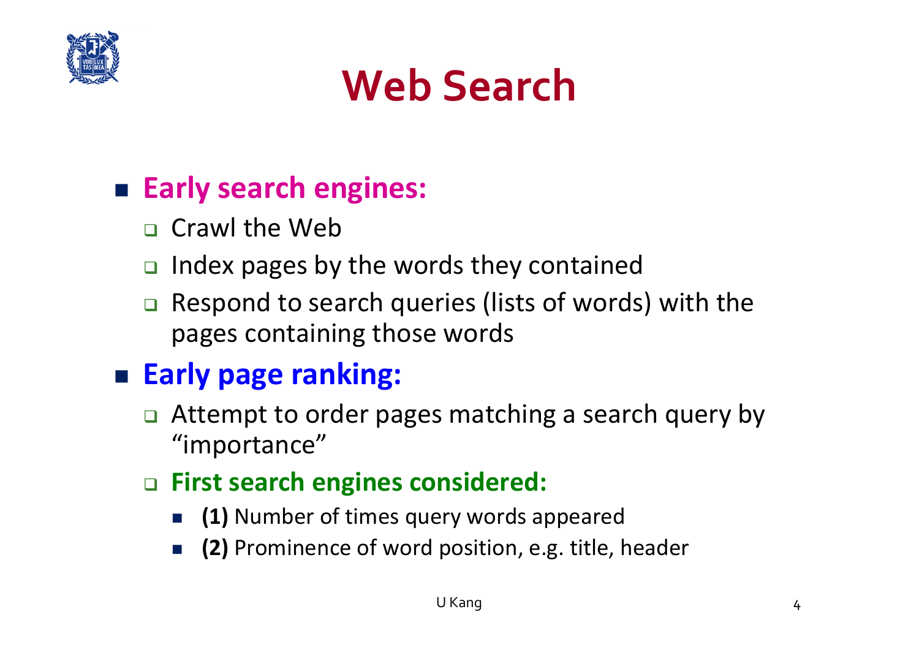# Web Search

- **Early search engines:**
  - Crawl the Web
  - Index pages by the words they contained
  - Respond to search queries (lists of words) with the pages containing those words
- **Early page ranking:**
  - Attempt to order pages matching a search query by "importance"
  - **First search engines considered:**
    - **(1)** Number of times query words appeared
    - **(2)** Prominence of word position, e.g. title, header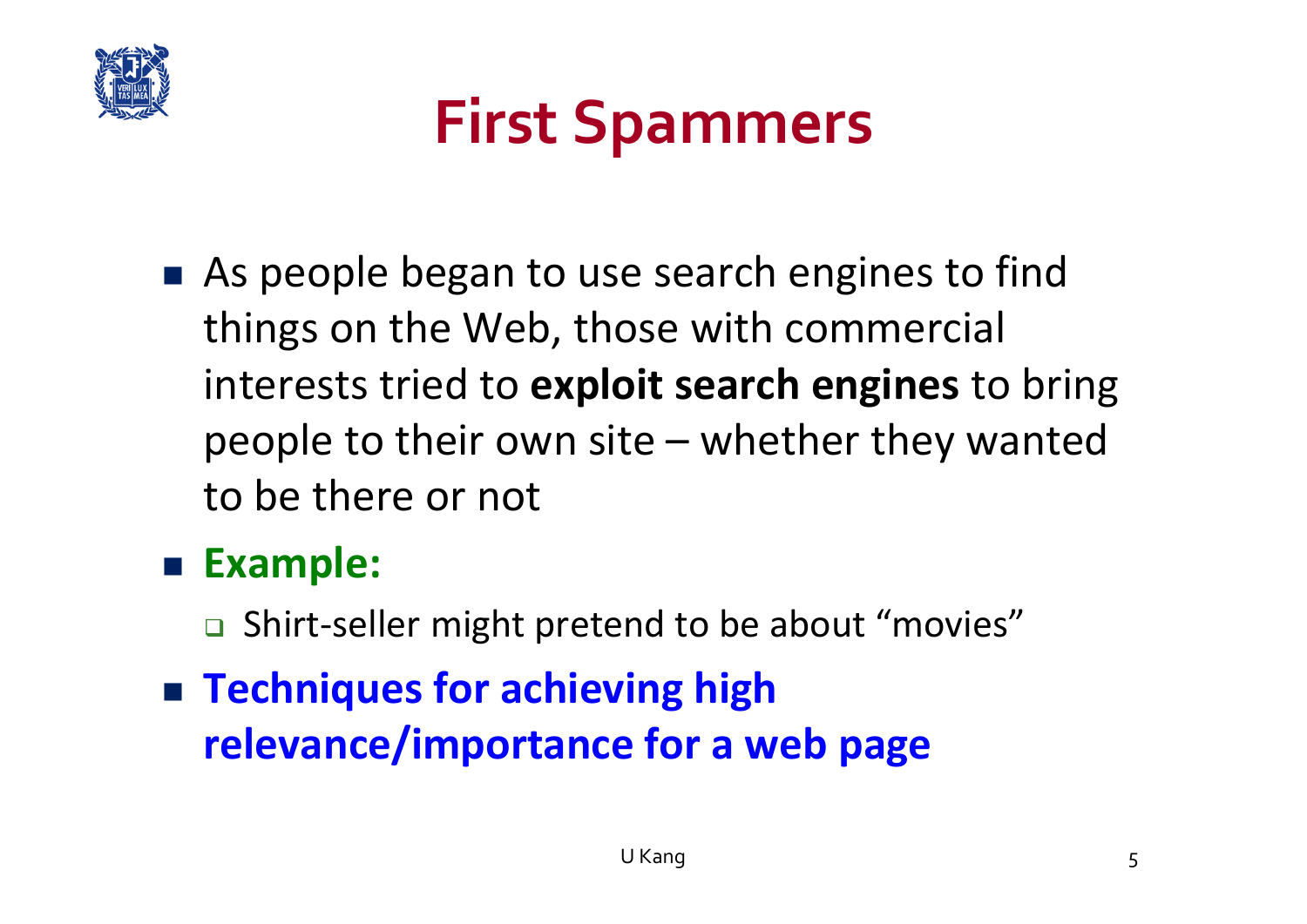# First Spammers

- As people began to use search engines to find things on the Web, those with commercial interests tried to **exploit search engines** to bring people to their own site – whether they wanted to be there or not
- **Example:**
  - Shirt-seller might pretend to be about "movies"
- **Techniques for achieving high relevance/importance for a web page**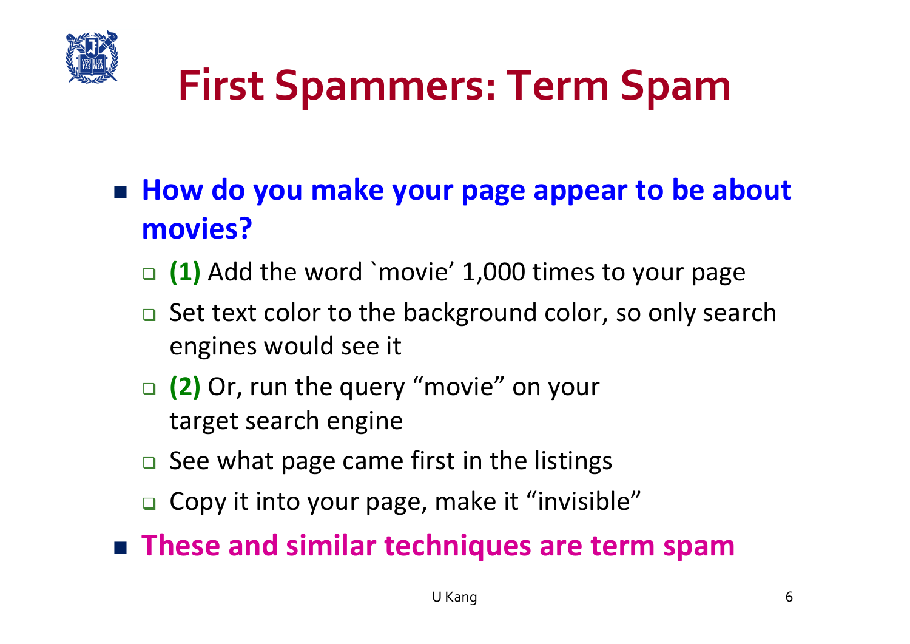# First Spammers: Term Spam

- **How do you make your page appear to be about movies?**
  - **(1)** Add the word `movie' 1,000 times to your page
  - Set text color to the background color, so only search engines would see it
  - **(2)** Or, run the query "movie" on your target search engine
  - See what page came first in the listings
  - Copy it into your page, make it "invisible"
- **These and similar techniques are term spam**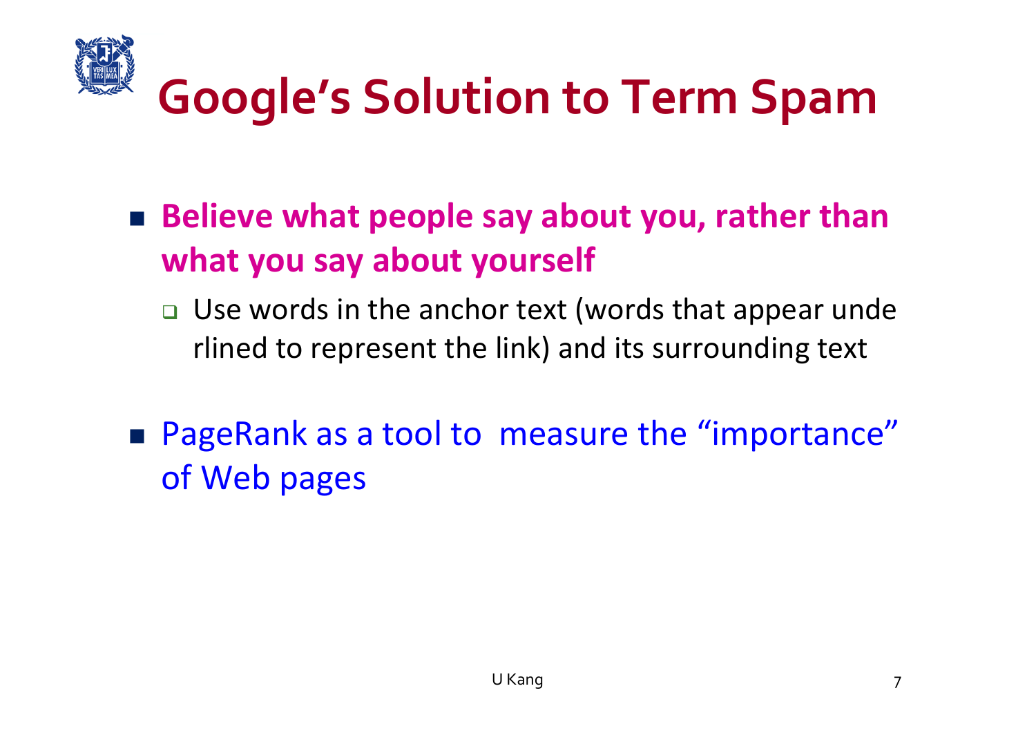# Google's Solution to Term Spam

- **Believe what people say about you, rather than what you say about yourself**
  - Use words in the anchor text (words that appear underlined to represent the link) and its surrounding text
- PageRank as a tool to measure the "importance" of Web pages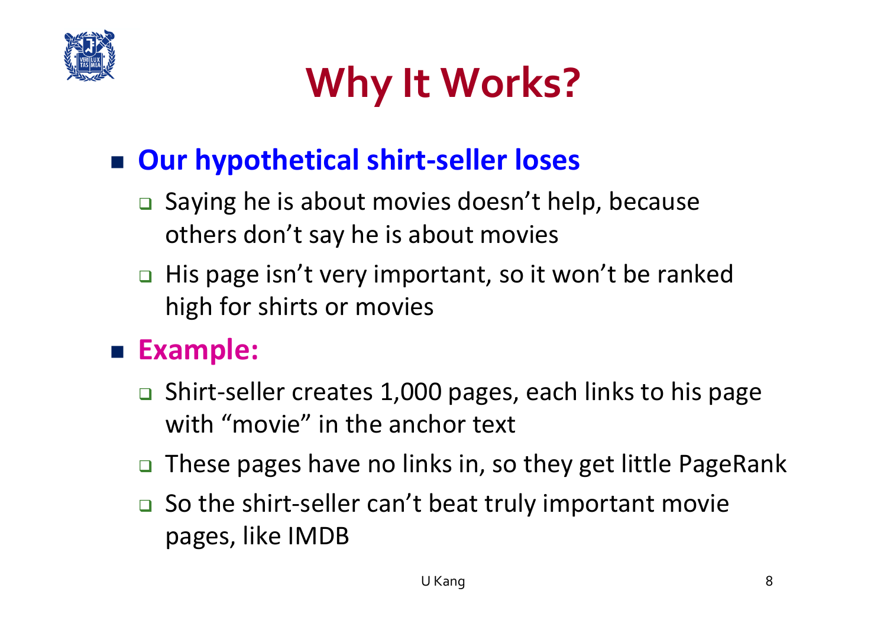# Why It Works?

- **Our hypothetical shirt-seller loses**
  - Saying he is about movies doesn't help, because others don't say he is about movies
  - His page isn't very important, so it won't be ranked high for shirts or movies
- **Example:**
  - Shirt-seller creates 1,000 pages, each links to his page with "movie" in the anchor text
  - These pages have no links in, so they get little PageRank
  - So the shirt-seller can't beat truly important movie pages, like IMDB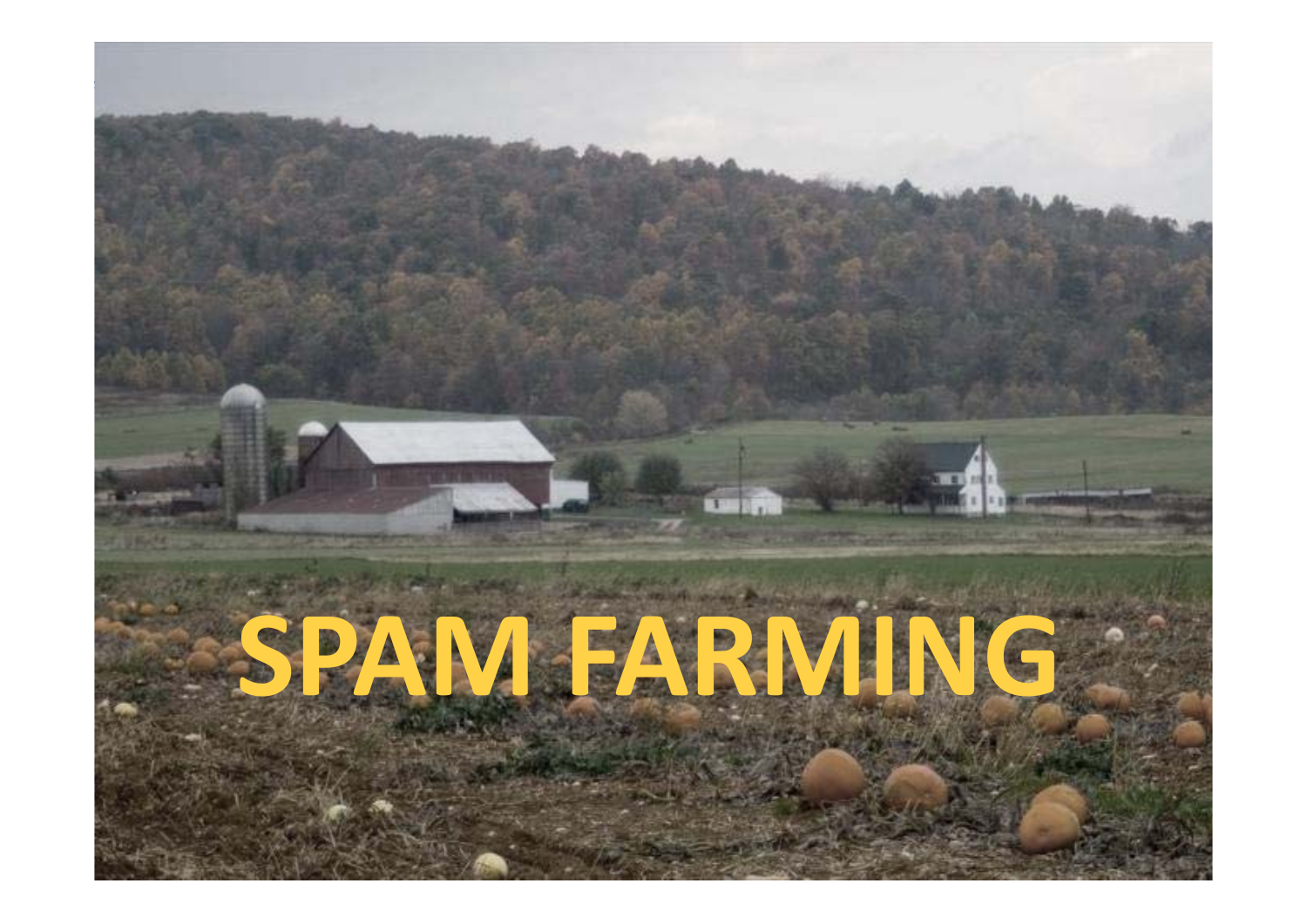# SPAM FARMING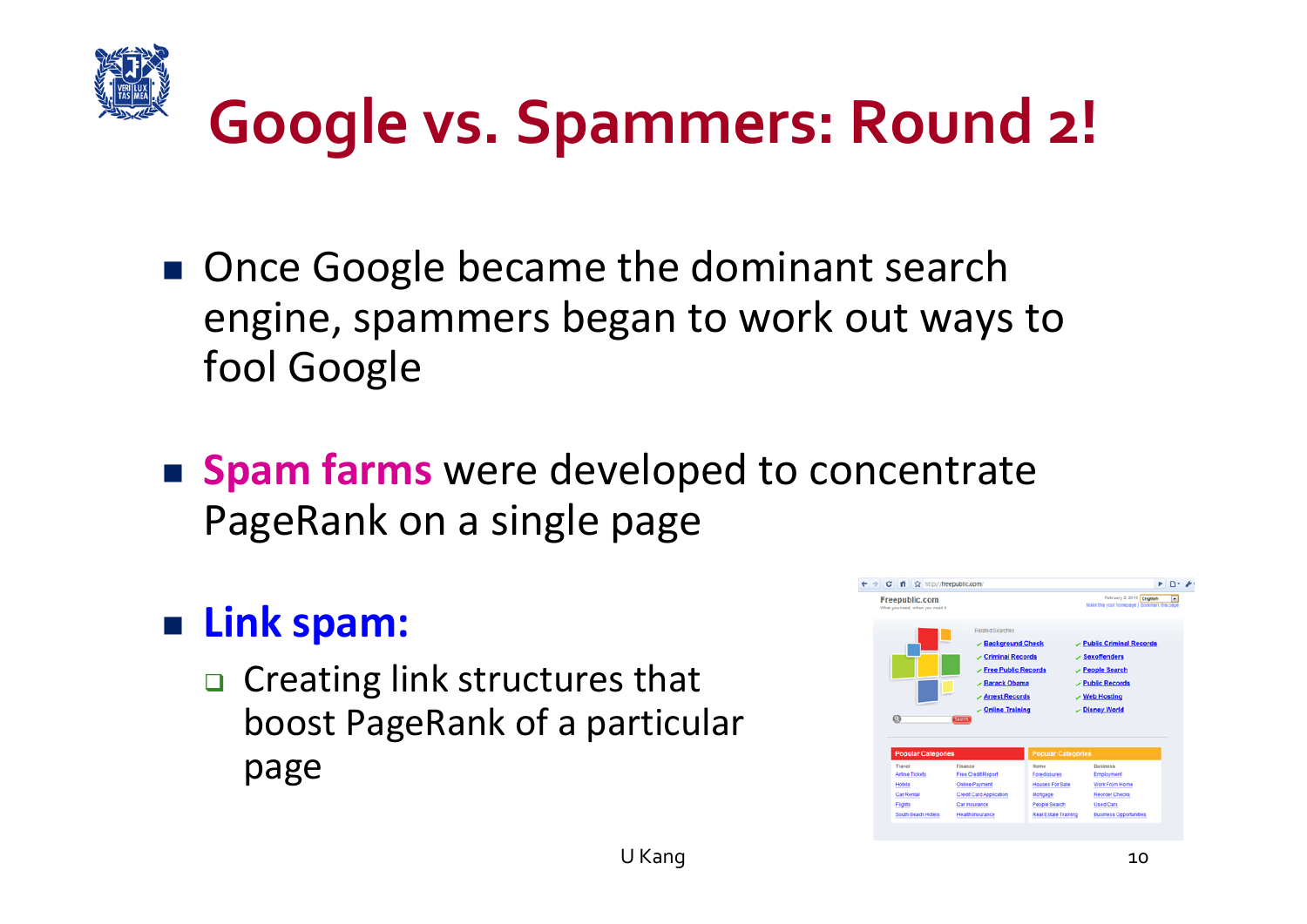# Google vs. Spammers: Round 2!

- Once Google became the dominant search engine, spammers began to work out ways to fool Google

- **Spam farms** were developed to concentrate PageRank on a single page

- **Link spam:**
  - Creating link structures that boost PageRank of a particular page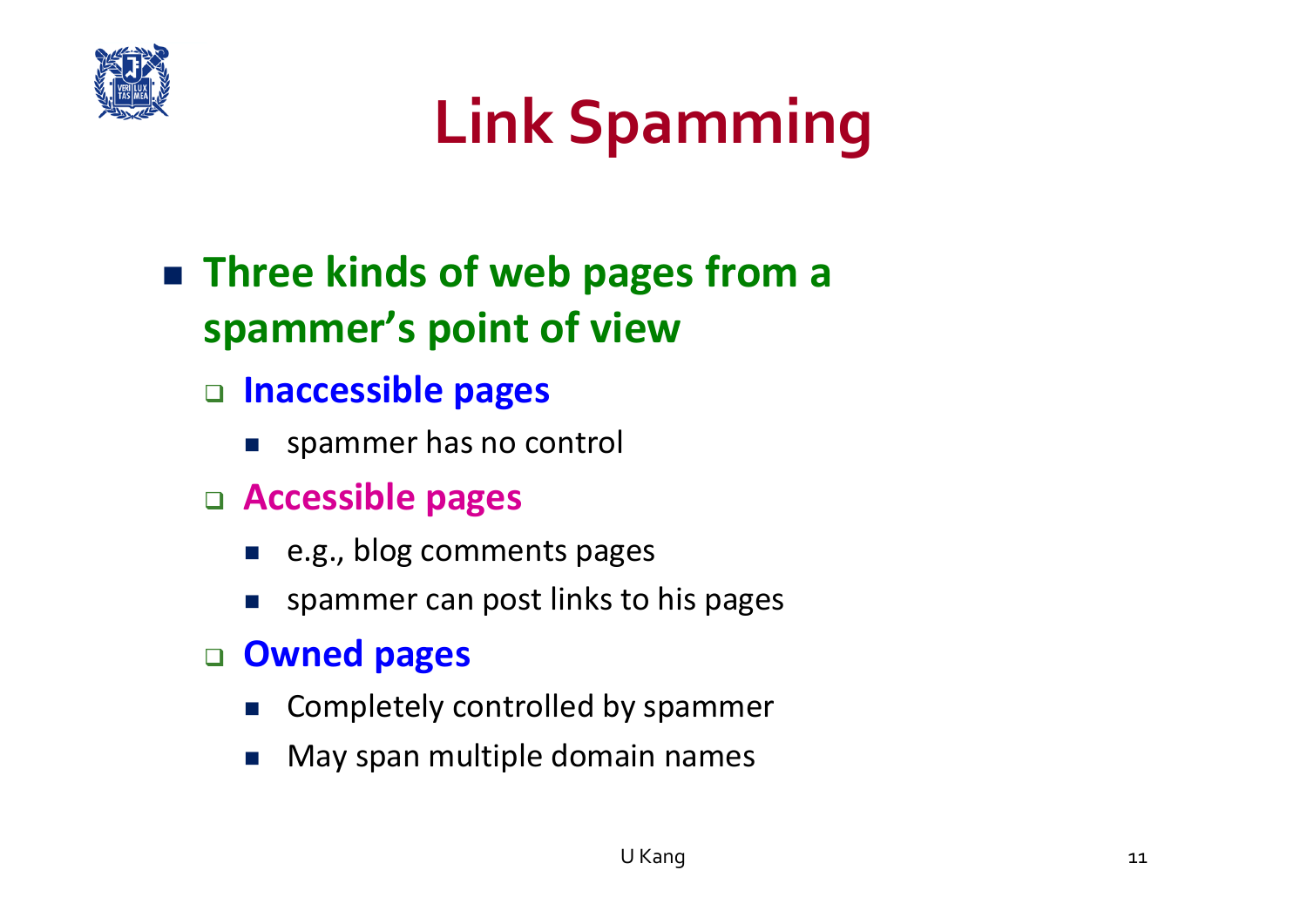# Link Spamming

- **Three kinds of web pages from a spammer's point of view**
  - **Inaccessible pages**
    - spammer has no control
  - **Accessible pages**
    - e.g., blog comments pages
    - spammer can post links to his pages
  - **Owned pages**
    - Completely controlled by spammer
    - May span multiple domain names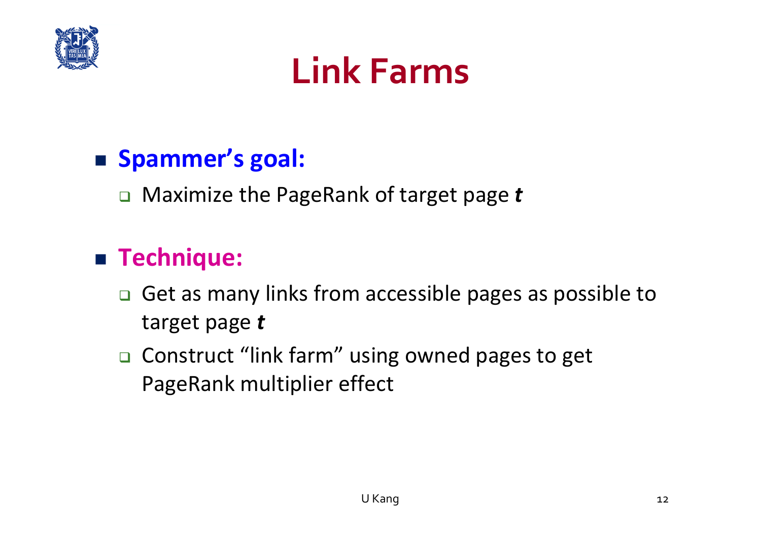# Link Farms

- **Spammer's goal:**
  - Maximize the PageRank of target page ***t***

- **Technique:**
  - Get as many links from accessible pages as possible to target page ***t***
  - Construct "link farm" using owned pages to get PageRank multiplier effect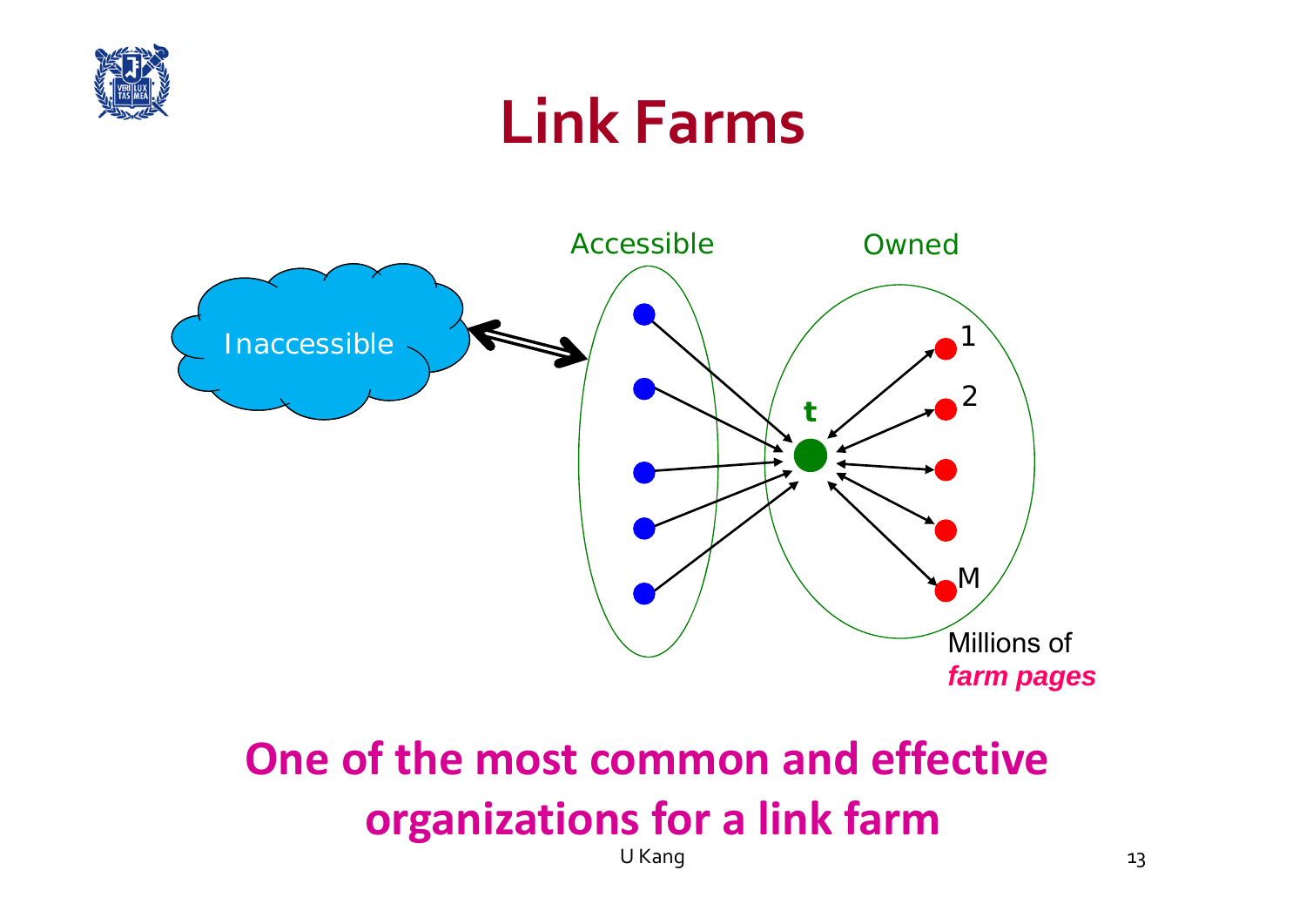# Link Farms

Accessible

Owned

Inaccessible

t

1

2

M

Millions of *farm pages*

**One of the most common and effective organizations for a link farm**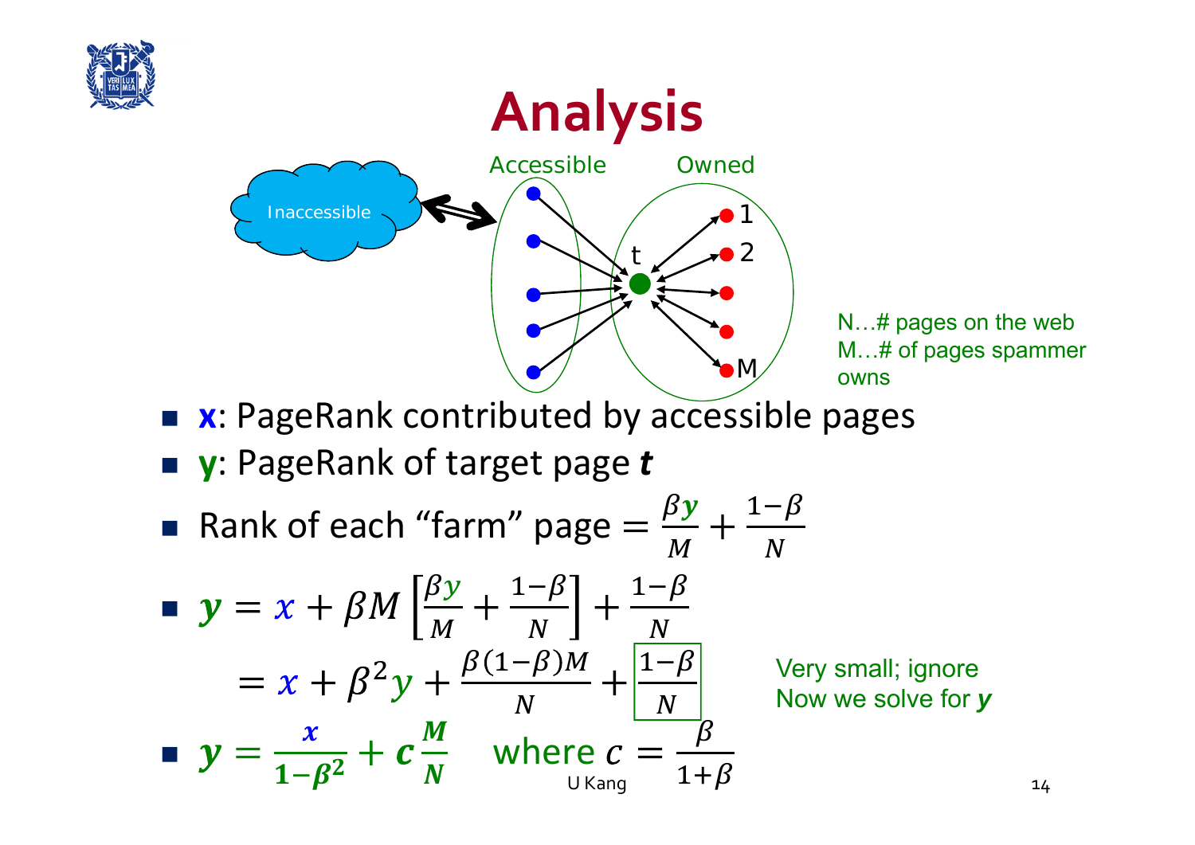# Analysis

Inaccessible — Accessible — Owned

t, 1, 2, M

N…# pages on the web
M…# of pages spammer owns

- **x**: PageRank contributed by accessible pages
- **y**: PageRank of target page ***t***
- Rank of each "farm" page $= \frac{\beta \boldsymbol{y}}{M} + \frac{1-\beta}{N}$
- $\boldsymbol{y} = x + \beta M \left[ \frac{\beta y}{M} + \frac{1-\beta}{N} \right] + \frac{1-\beta}{N}$

  $= x + \beta^2 y + \frac{\beta(1-\beta)M}{N} + \boxed{\frac{1-\beta}{N}}$

  Very small; ignore
  Now we solve for ***y***

- $\boldsymbol{y} = \frac{\boldsymbol{x}}{\boldsymbol{1-\beta^2}} + \boldsymbol{c}\frac{\boldsymbol{M}}{\boldsymbol{N}}$ where $c = \frac{\beta}{1+\beta}$

U Kang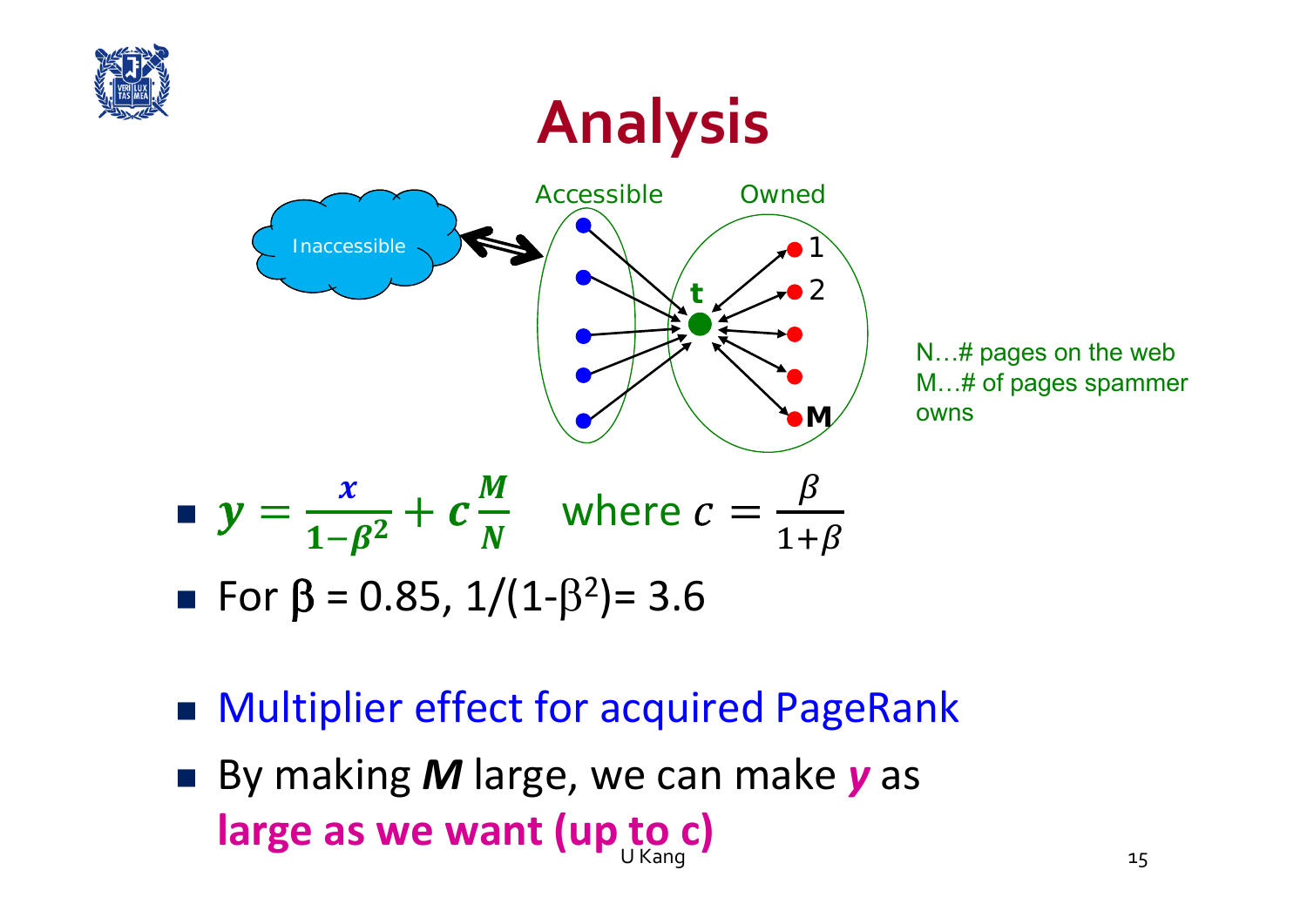# Analysis

Inaccessible | Accessible | Owned

t | 1 | 2 | M

N…# pages on the web
M…# of pages spammer owns

- $y = \frac{x}{1-\beta^2} + c\frac{M}{N}$ where $c = \frac{\beta}{1+\beta}$
- For $\beta = 0.85$, $1/(1-\beta^2) = 3.6$

- Multiplier effect for acquired PageRank
- By making ***M*** large, we can make ***y*** as **large as we want (up to c)**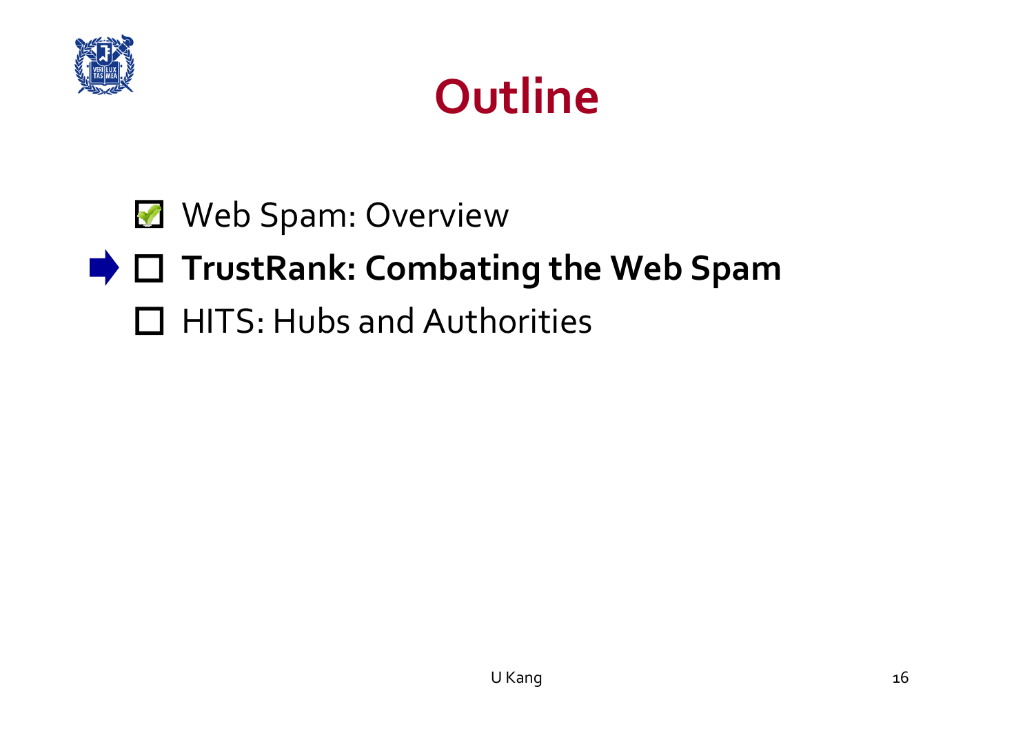# Outline

- [x] Web Spam: Overview
- [ ] **TrustRank: Combating the Web Spam**
- [ ] HITS: Hubs and Authorities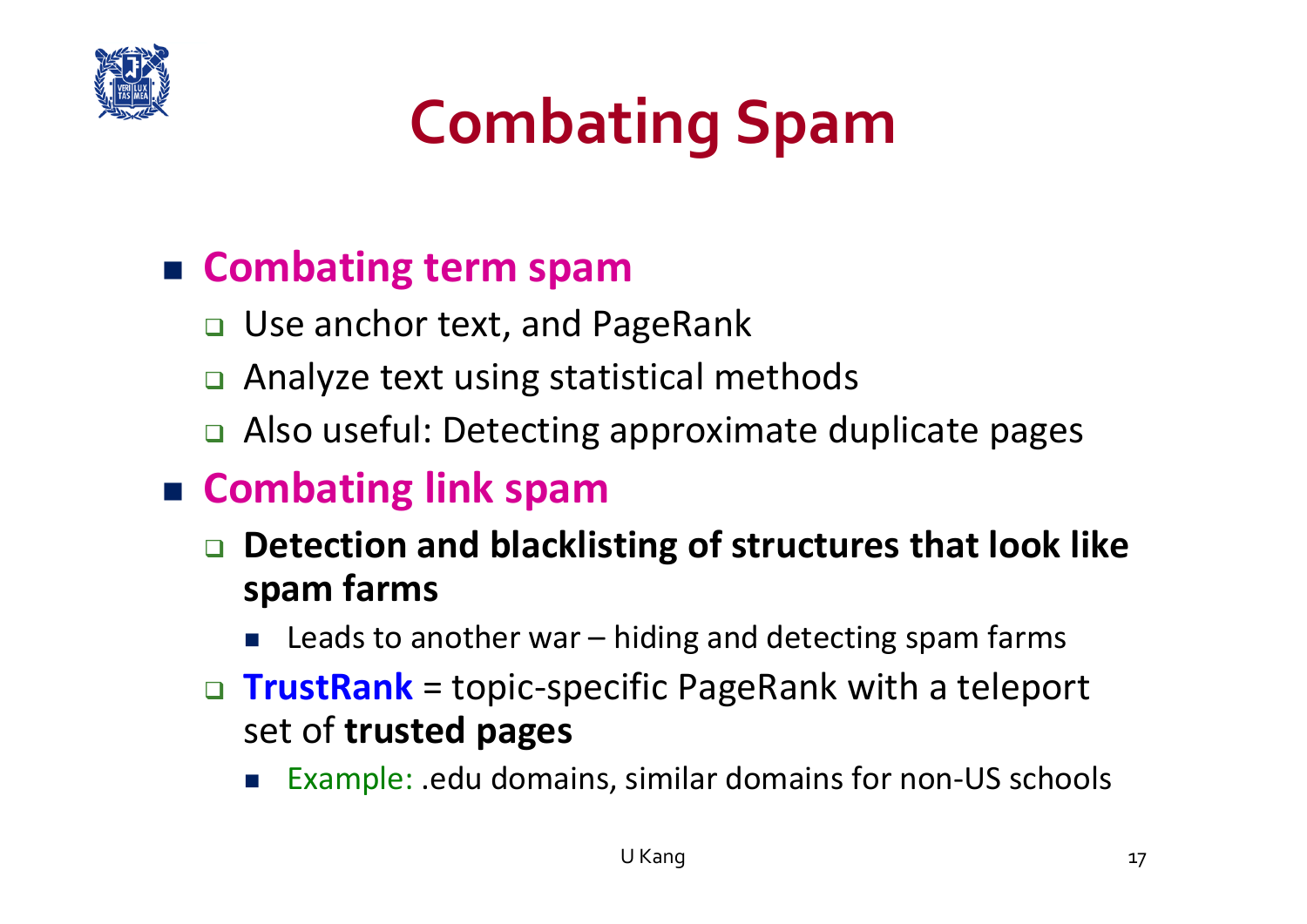# Combating Spam

- **Combating term spam**
  - Use anchor text, and PageRank
  - Analyze text using statistical methods
  - Also useful: Detecting approximate duplicate pages
- **Combating link spam**
  - **Detection and blacklisting of structures that look like spam farms**
    - Leads to another war – hiding and detecting spam farms
  - **TrustRank** = topic-specific PageRank with a teleport set of **trusted pages**
    - Example: .edu domains, similar domains for non-US schools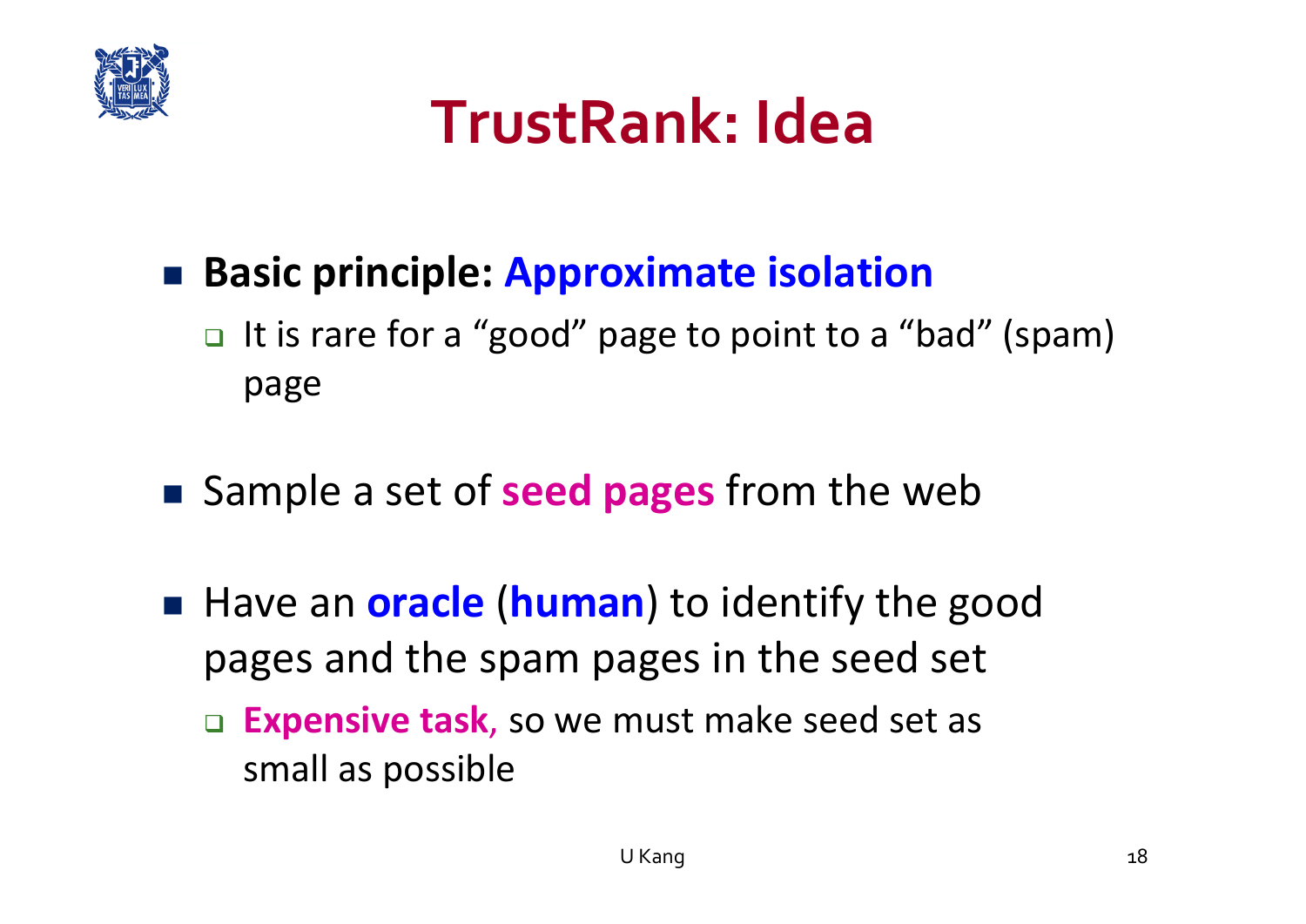# TrustRank: Idea

- **Basic principle: Approximate isolation**
  - It is rare for a "good" page to point to a "bad" (spam) page
- Sample a set of **seed pages** from the web
- Have an **oracle** (**human**) to identify the good pages and the spam pages in the seed set
  - **Expensive task**, so we must make seed set as small as possible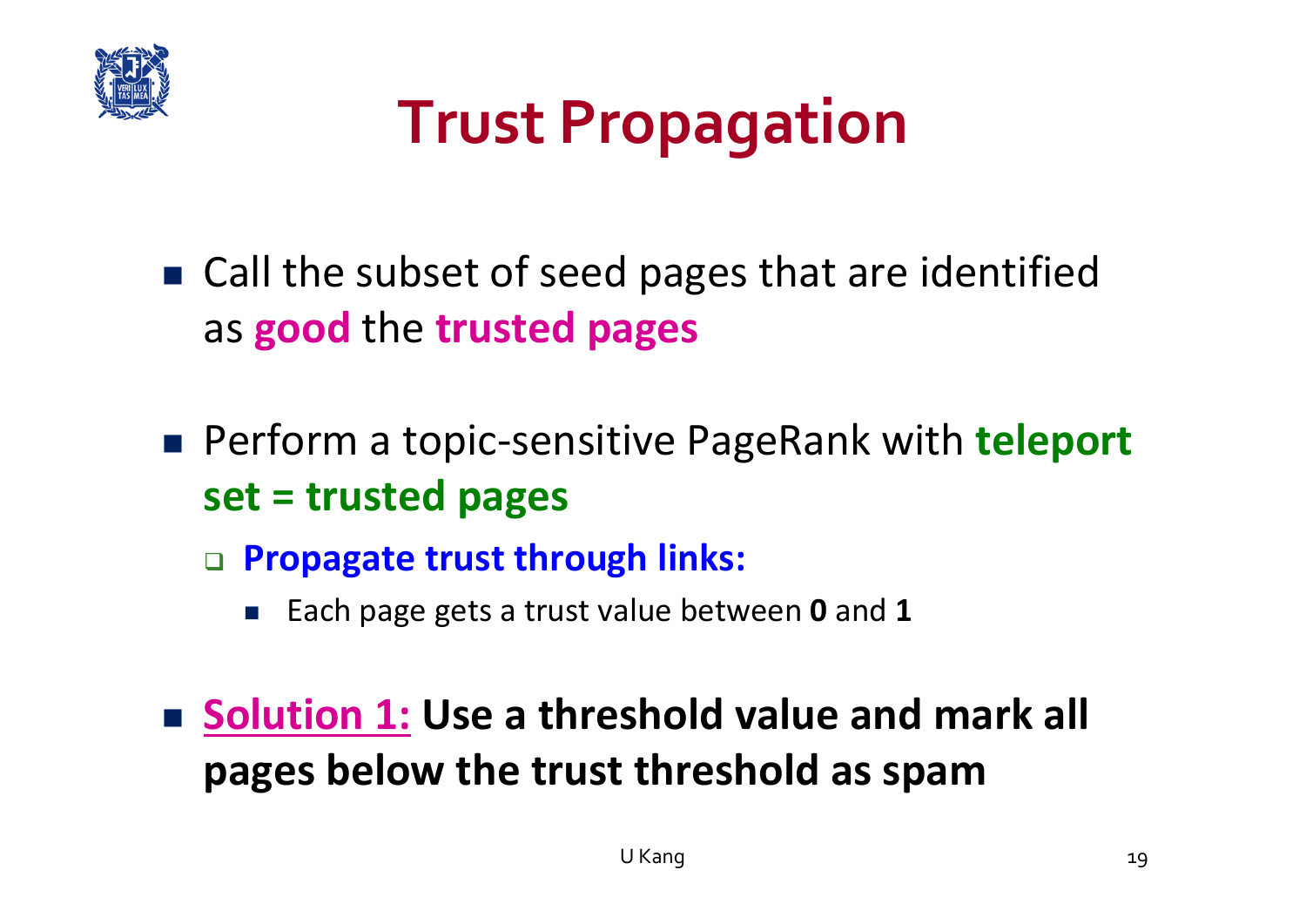# Trust Propagation

- Call the subset of seed pages that are identified as **good** the **trusted pages**

- Perform a topic-sensitive PageRank with **teleport set = trusted pages**
  - **Propagate trust through links:**
    - Each page gets a trust value between **0** and **1**

- Solution 1: **Use a threshold value and mark all pages below the trust threshold as spam**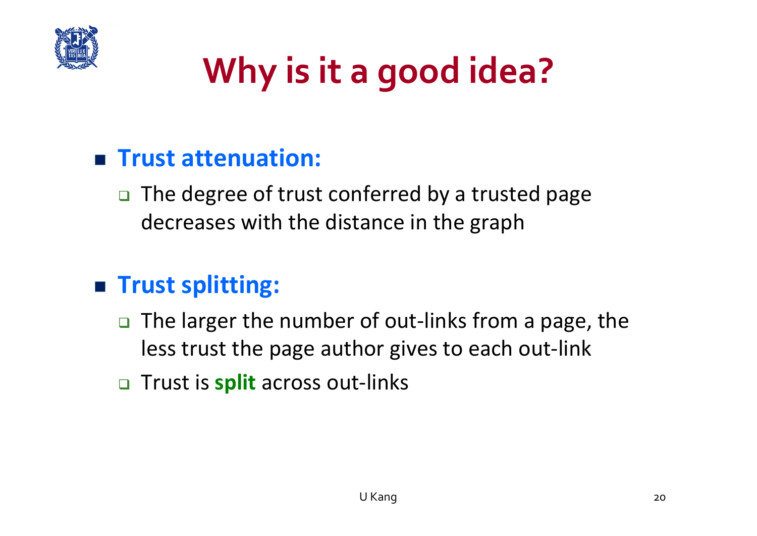# Why is it a good idea?

- **Trust attenuation:**
  - The degree of trust conferred by a trusted page decreases with the distance in the graph

- **Trust splitting:**
  - The larger the number of out-links from a page, the less trust the page author gives to each out-link
  - Trust is **split** across out-links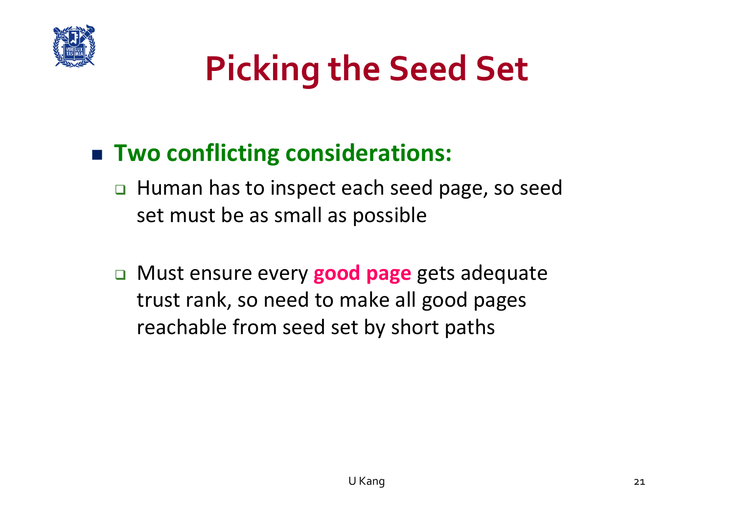# Picking the Seed Set

- **Two conflicting considerations:**
  - Human has to inspect each seed page, so seed set must be as small as possible
  - Must ensure every **good page** gets adequate trust rank, so need to make all good pages reachable from seed set by short paths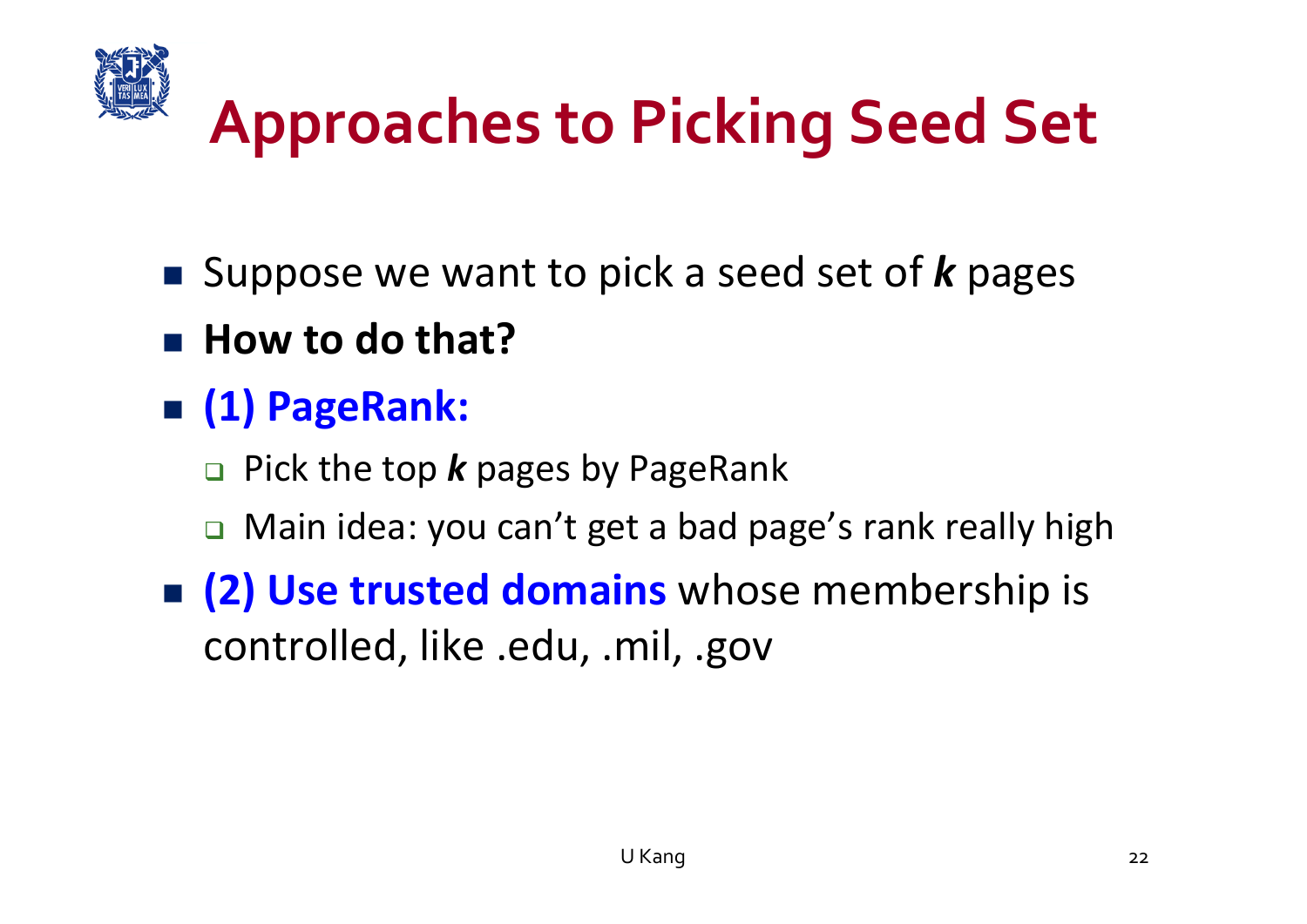# Approaches to Picking Seed Set

- Suppose we want to pick a seed set of ***k*** pages
- **How to do that?**
- **(1) PageRank:**
  - Pick the top ***k*** pages by PageRank
  - Main idea: you can't get a bad page's rank really high
- **(2) Use trusted domains** whose membership is controlled, like .edu, .mil, .gov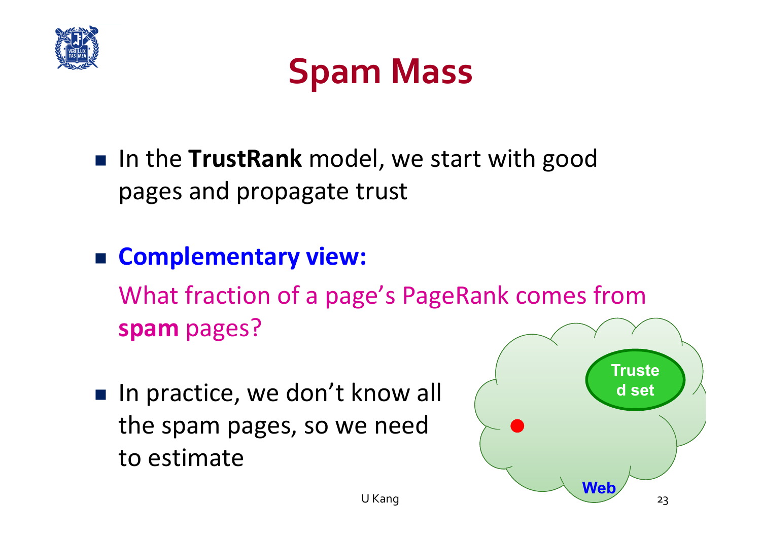# Spam Mass

- In the **TrustRank** model, we start with good pages and propagate trust

- **Complementary view:**
  What fraction of a page's PageRank comes from **spam** pages?

- In practice, we don't know all the spam pages, so we need to estimate

Trusted set

Web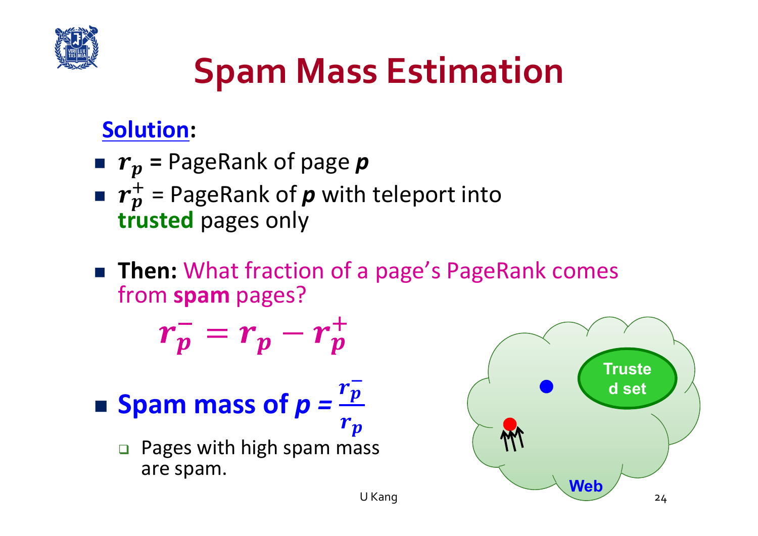# Spam Mass Estimation

**Solution:**

- $r_p$ = PageRank of page ***p***
- $r_p^+$ = PageRank of ***p*** with teleport into **trusted** pages only

- **Then:** What fraction of a page's PageRank comes from **spam** pages?

$$r_p^- = r_p - r_p^+$$

- **Spam mass of *p* =** $\frac{r_p^-}{r_p}$
  - Pages with high spam mass are spam.

Trusted set

Web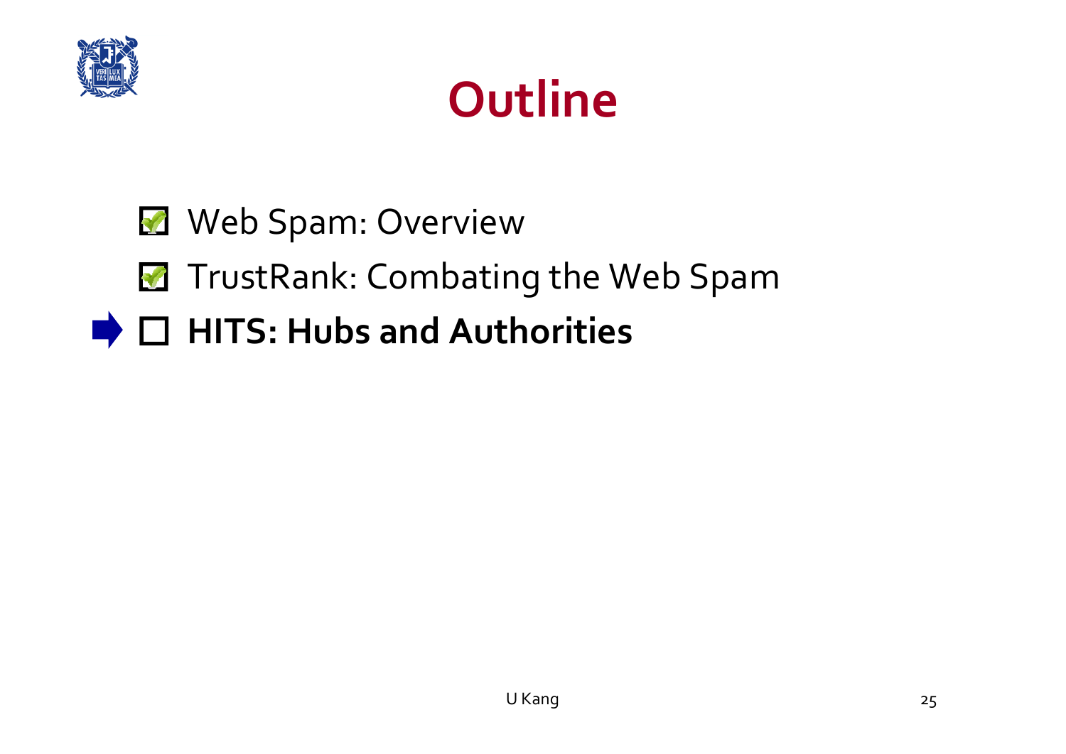# Outline

- [x] Web Spam: Overview
- [x] TrustRank: Combating the Web Spam
- [ ] **HITS: Hubs and Authorities**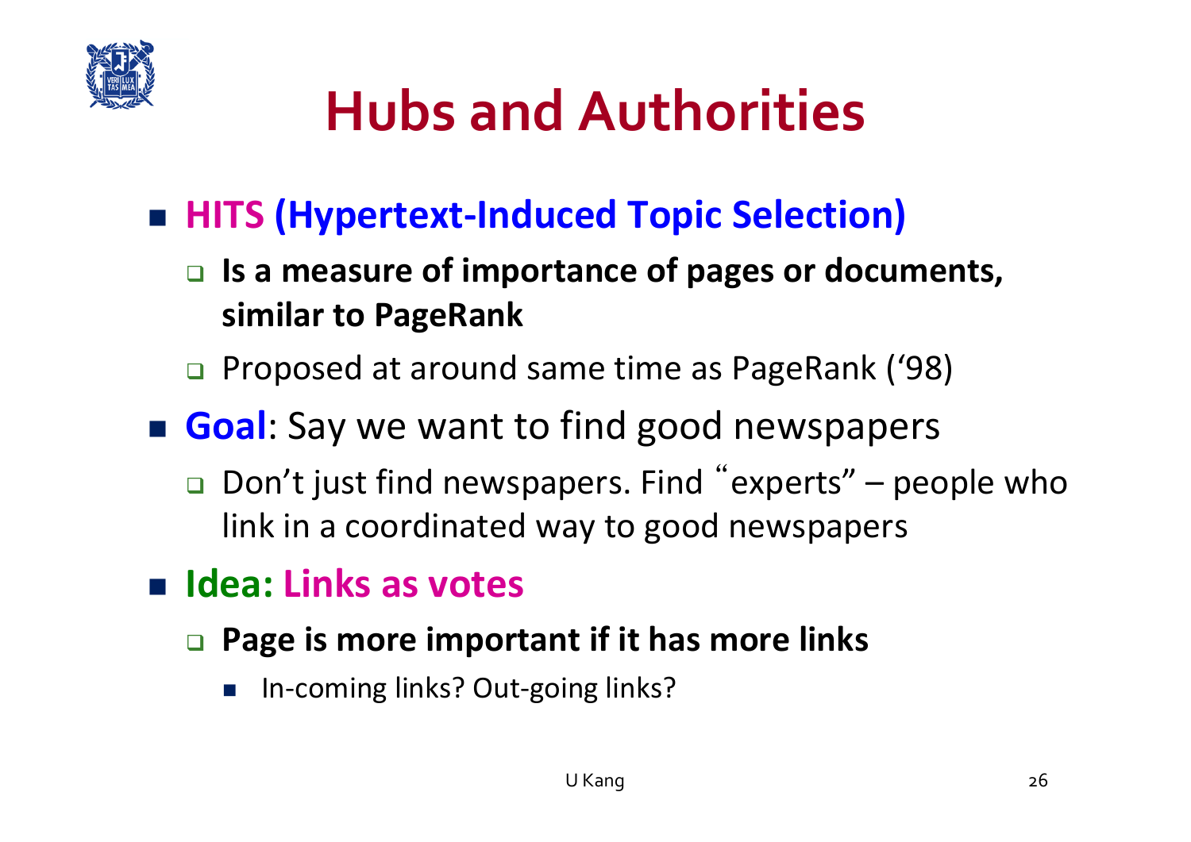# Hubs and Authorities

- **HITS (Hypertext-Induced Topic Selection)**
  - **Is a measure of importance of pages or documents, similar to PageRank**
  - Proposed at around same time as PageRank ('98)
- **Goal**: Say we want to find good newspapers
  - Don't just find newspapers. Find "experts" – people who link in a coordinated way to good newspapers
- **Idea: Links as votes**
  - **Page is more important if it has more links**
    - In-coming links? Out-going links?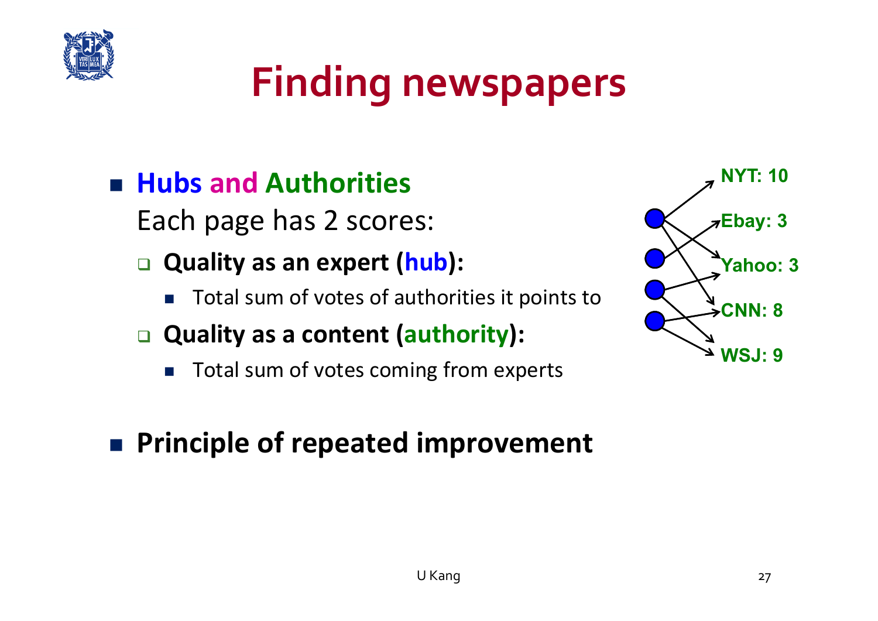# Finding newspapers

- **Hubs and Authorities**
  Each page has 2 scores:
  - **Quality as an expert (hub):**
    - Total sum of votes of authorities it points to
  - **Quality as a content (authority):**
    - Total sum of votes coming from experts

- **Principle of repeated improvement**

NYT: 10
Ebay: 3
Yahoo: 3
CNN: 8
WSJ: 9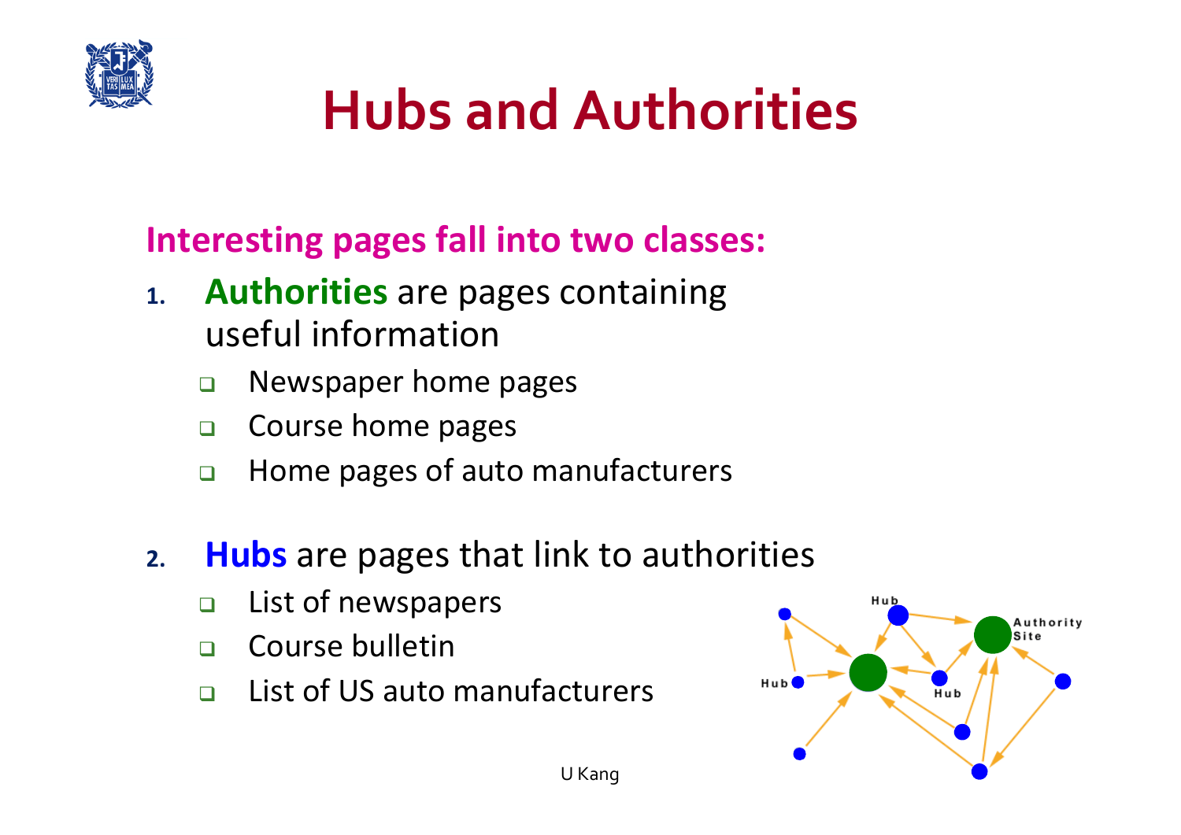# Hubs and Authorities

**Interesting pages fall into two classes:**

1. **Authorities** are pages containing useful information
   - Newspaper home pages
   - Course home pages
   - Home pages of auto manufacturers

2. **Hubs** are pages that link to authorities
   - List of newspapers
   - Course bulletin
   - List of US auto manufacturers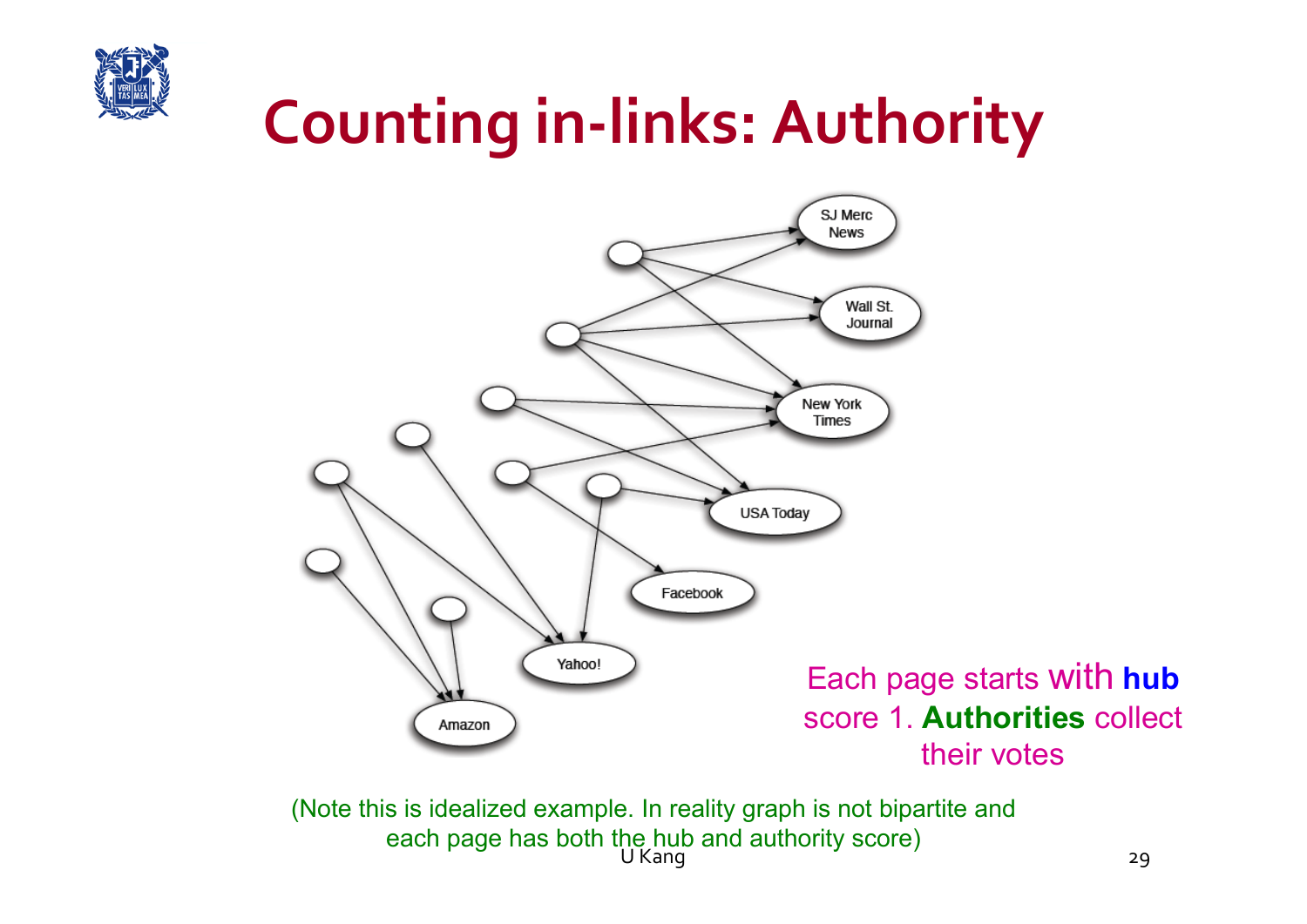# Counting in-links: Authority

Each page starts with **hub** score 1. **Authorities** collect their votes

(Note this is idealized example. In reality graph is not bipartite and each page has both the hub and authority score)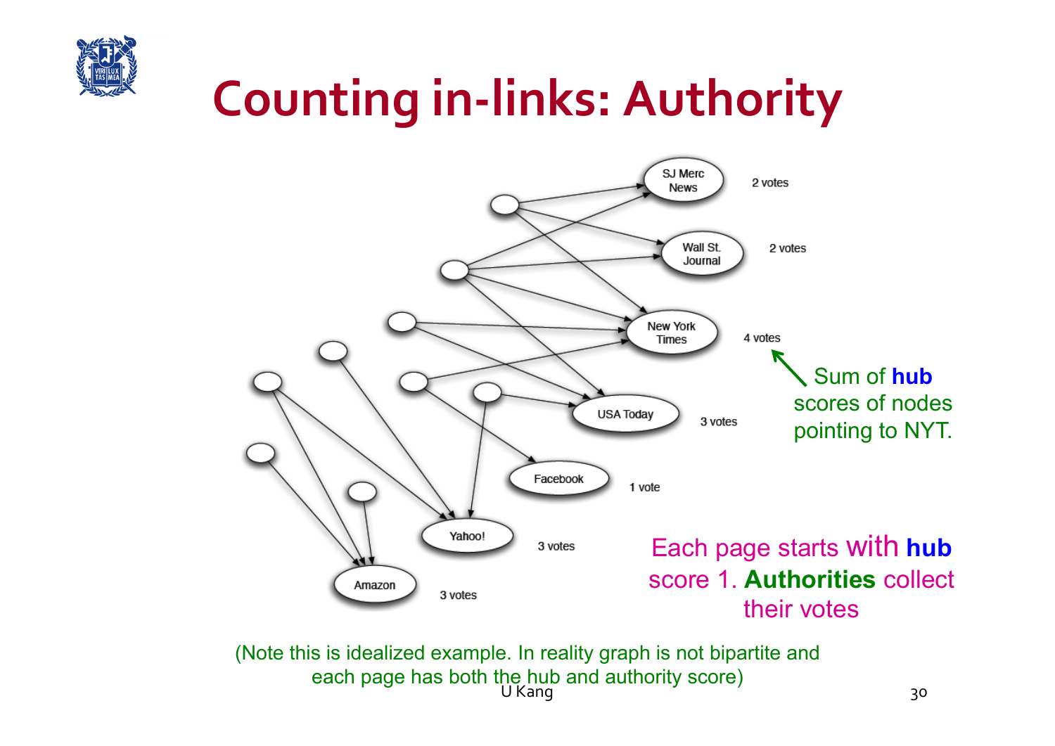# Counting in-links: Authority

SJ Merc News — 2 votes

Wall St. Journal — 2 votes

New York Times — 4 votes

USA Today — 3 votes

Facebook — 1 vote

Yahoo! — 3 votes

Amazon — 3 votes

Sum of **hub** scores of nodes pointing to NYT.

Each page starts with **hub** score 1. **Authorities** collect their votes

(Note this is idealized example. In reality graph is not bipartite and each page has both the hub and authority score)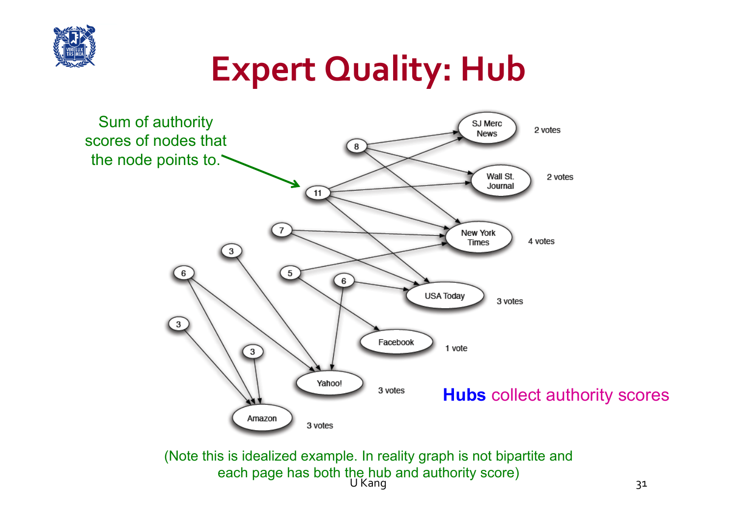# Expert Quality: Hub

Sum of authority scores of nodes that the node points to.

**Hubs** collect authority scores

(Note this is idealized example. In reality graph is not bipartite and each page has both the hub and authority score)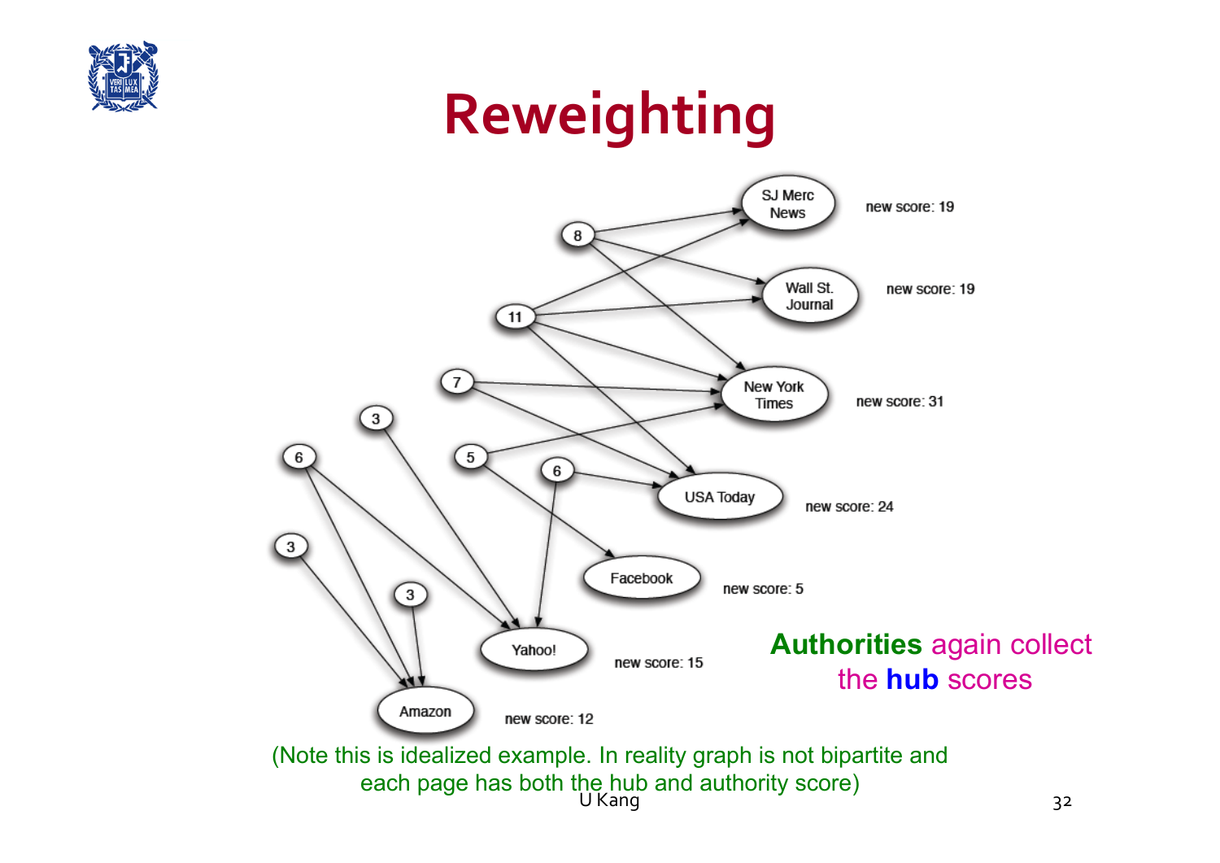# Reweighting

8, 11, 7, 3, 5, 6, 6, 3, 3

SJ Merc News — new score: 19

Wall St. Journal — new score: 19

New York Times — new score: 31

USA Today — new score: 24

Facebook — new score: 5

Yahoo! — new score: 15

Amazon — new score: 12

**Authorities** again collect the **hub** scores

(Note this is idealized example. In reality graph is not bipartite and each page has both the hub and authority score)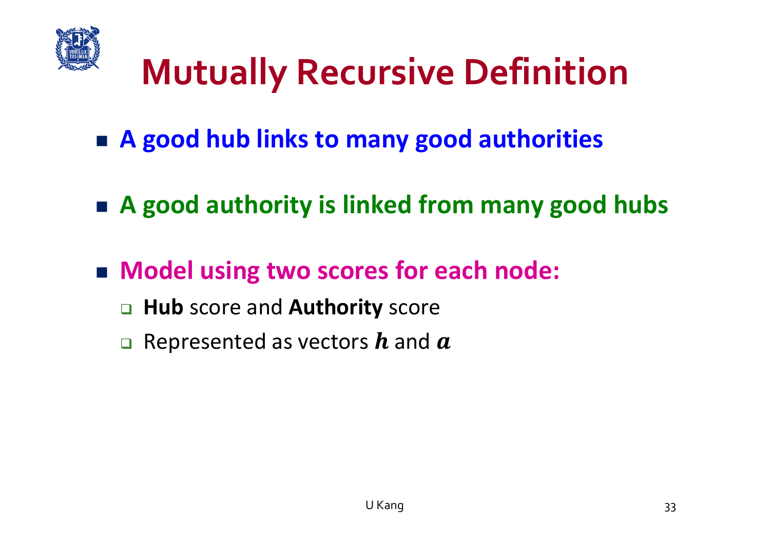# Mutually Recursive Definition

- **A good hub links to many good authorities**

- **A good authority is linked from many good hubs**

- **Model using two scores for each node:**
  - **Hub** score and **Authority** score
  - Represented as vectors $\boldsymbol{h}$ and $\boldsymbol{a}$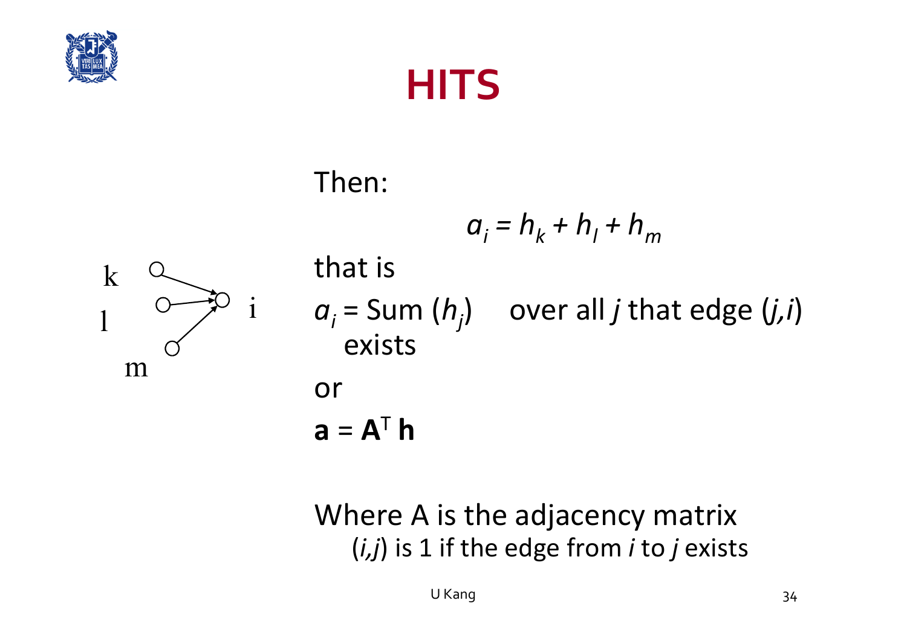# HITS

Then:

$$a_i = h_k + h_l + h_m$$

that is

$a_i$ = Sum ($h_j$)  over all $j$ that edge ($j,i$) exists

or

$$\mathbf{a} = \mathbf{A}^T \mathbf{h}$$

Where A is the adjacency matrix
($i,j$) is 1 if the edge from $i$ to $j$ exists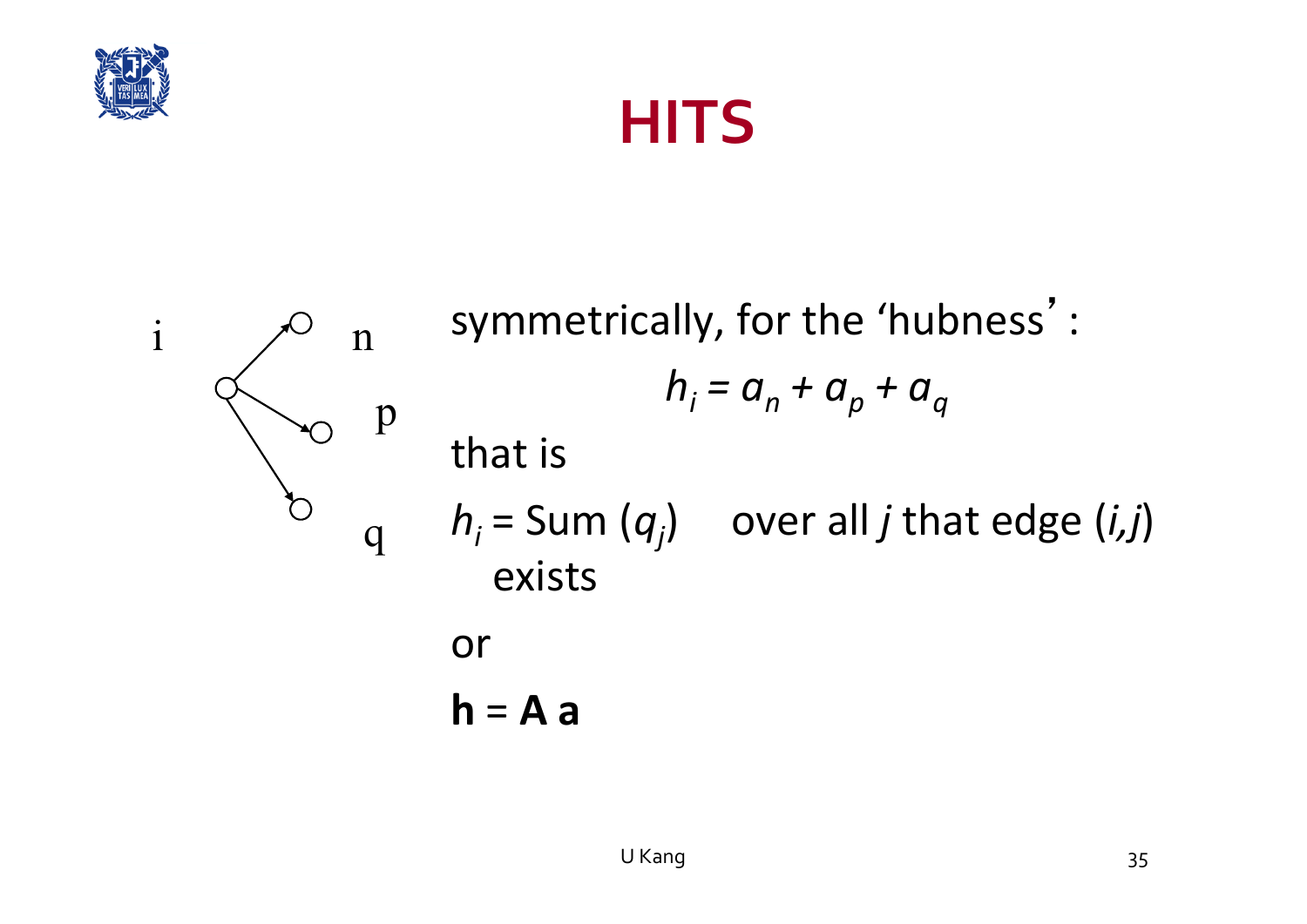# HITS

i n p q

symmetrically, for the 'hubness' :

$$h_i = a_n + a_p + a_q$$

that is

$h_i$ = Sum ($q_j$) over all $j$ that edge ($i$,$j$) exists

or

**h** = **A a**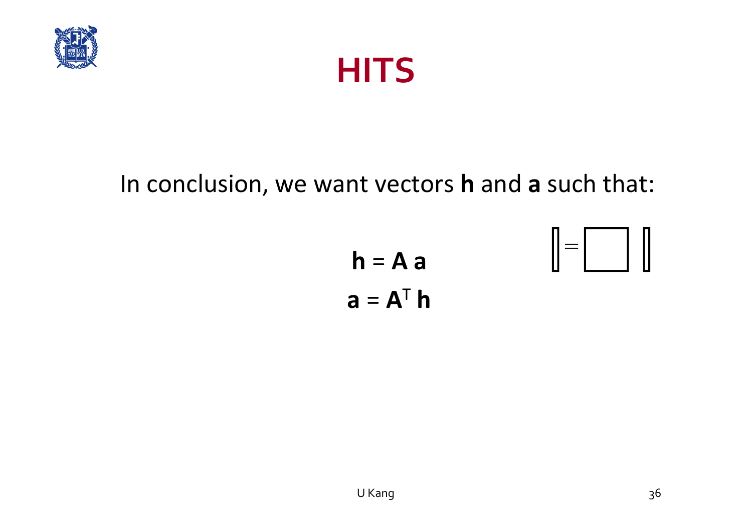# HITS

In conclusion, we want vectors **h** and **a** such that:

$$\mathbf{h} = \mathbf{A}\,\mathbf{a}$$

$$\mathbf{a} = \mathbf{A}^T\,\mathbf{h}$$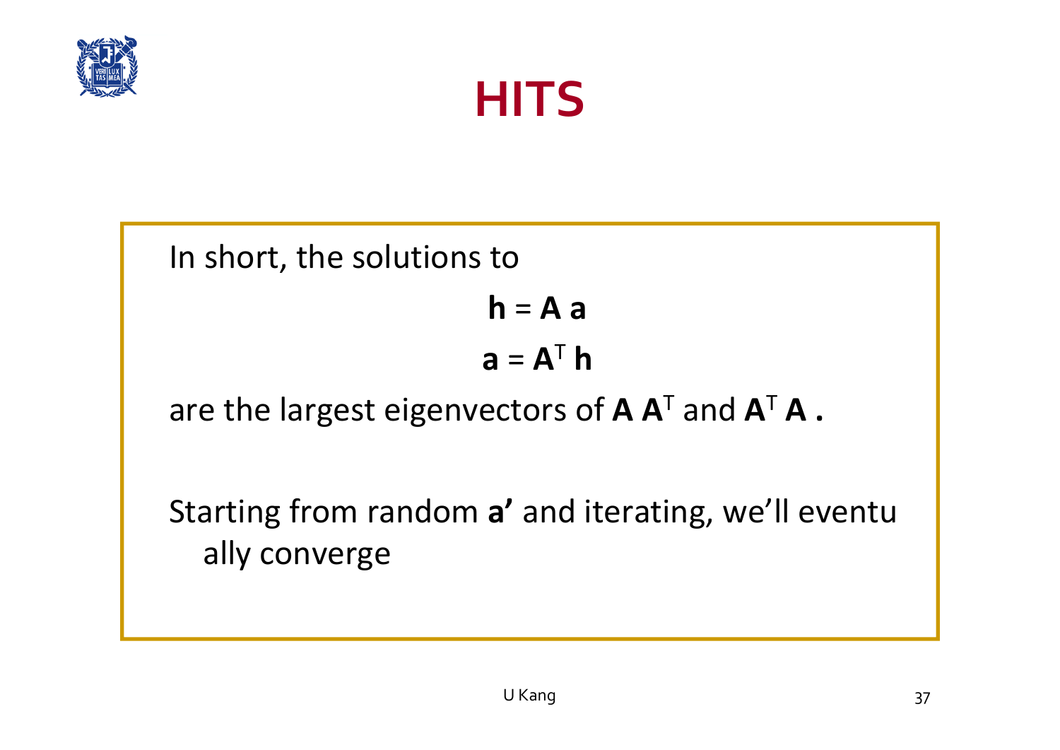# HITS

In short, the solutions to

$$\mathbf{h} = \mathbf{A}\,\mathbf{a}$$

$$\mathbf{a} = \mathbf{A}^{T}\,\mathbf{h}$$

are the largest eigenvectors of $\mathbf{A}\,\mathbf{A}^{T}$ and $\mathbf{A}^{T}\,\mathbf{A}$ .

Starting from random **a’** and iterating, we’ll eventually converge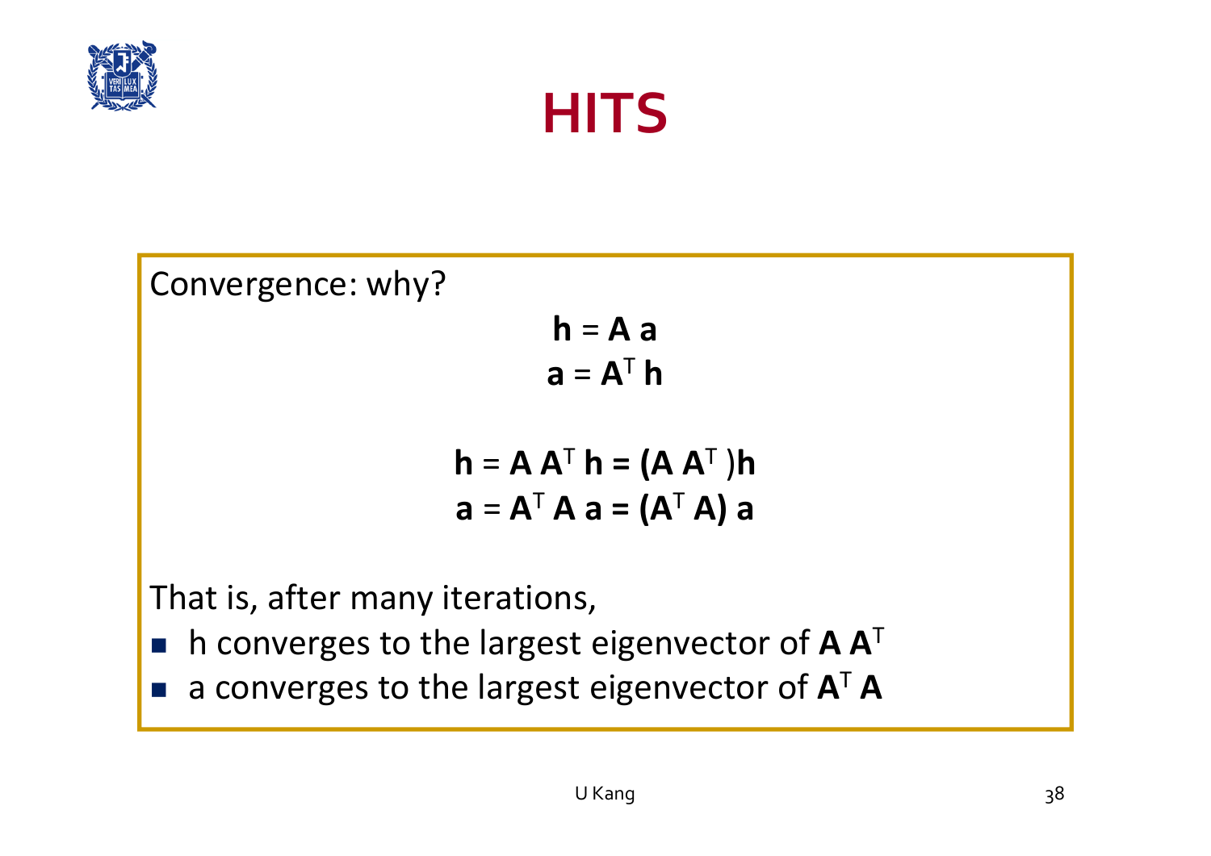# HITS

Convergence: why?

$$\mathbf{h} = \mathbf{A}\,\mathbf{a}$$
$$\mathbf{a} = \mathbf{A}^T\,\mathbf{h}$$

$$\mathbf{h} = \mathbf{A}\,\mathbf{A}^T\,\mathbf{h} = (\mathbf{A}\,\mathbf{A}^T)\,\mathbf{h}$$
$$\mathbf{a} = \mathbf{A}^T\,\mathbf{A}\,\mathbf{a} = (\mathbf{A}^T\,\mathbf{A})\,\mathbf{a}$$

That is, after many iterations,

- h converges to the largest eigenvector of $\mathbf{A}\,\mathbf{A}^T$
- a converges to the largest eigenvector of $\mathbf{A}^T\,\mathbf{A}$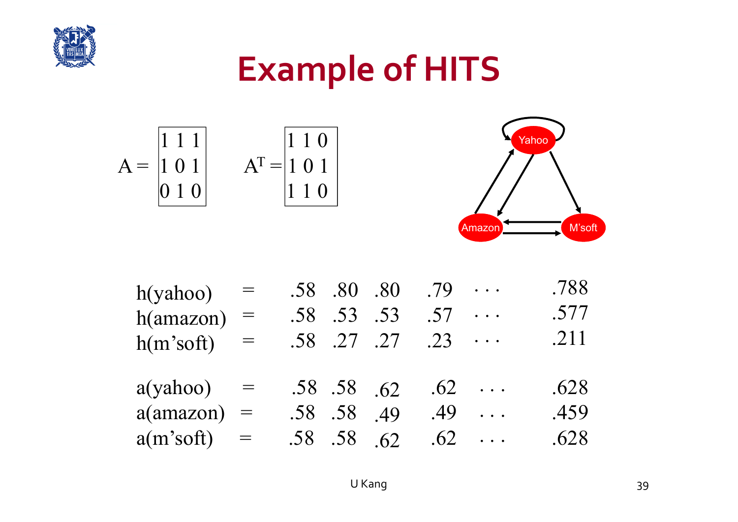# Example of HITS

$$A = \begin{bmatrix} 1 & 1 & 1 \\ 1 & 0 & 1 \\ 0 & 1 & 0 \end{bmatrix} \qquad A^T = \begin{bmatrix} 1 & 1 & 0 \\ 1 & 0 & 1 \\ 1 & 1 & 0 \end{bmatrix}$$

Yahoo

Amazon

M'soft

| | | | | | | | |
|---|---|---|---|---|---|---|---|
| h(yahoo) | = | .58 | .80 | .80 | .79 | ... | .788 |
| h(amazon) | = | .58 | .53 | .53 | .57 | ... | .577 |
| h(m'soft) | = | .58 | .27 | .27 | .23 | ... | .211 |
| a(yahoo) | = | .58 | .58 | .62 | .62 | ... | .628 |
| a(amazon) | = | .58 | .58 | .49 | .49 | ... | .459 |
| a(m'soft) | = | .58 | .58 | .62 | .62 | ... | .628 |

U Kang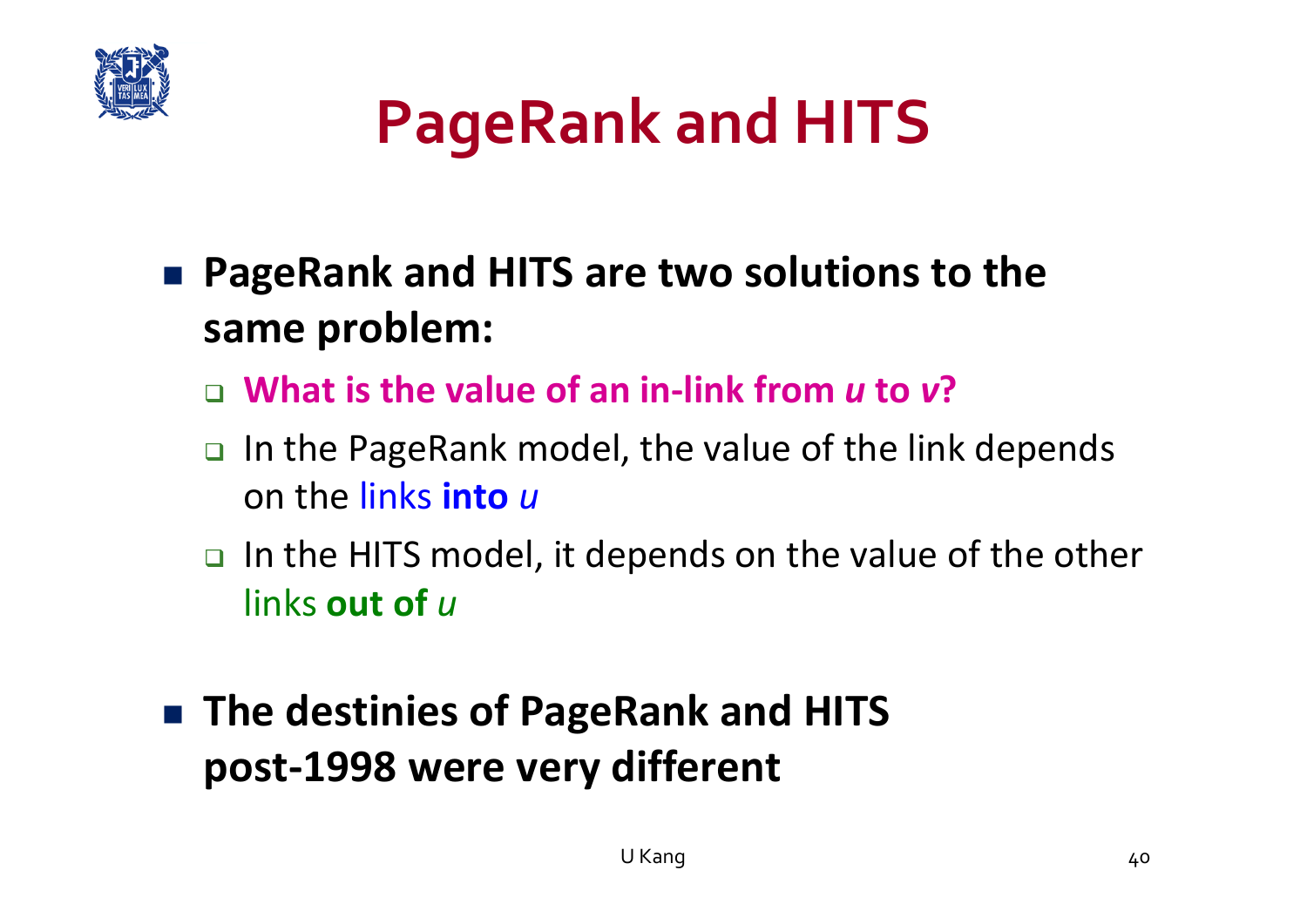# PageRank and HITS

- **PageRank and HITS are two solutions to the same problem:**
  - **What is the value of an in-link from *u* to *v*?**
  - In the PageRank model, the value of the link depends on the links **into** *u*
  - In the HITS model, it depends on the value of the other links **out of** *u*

- **The destinies of PageRank and HITS post-1998 were very different**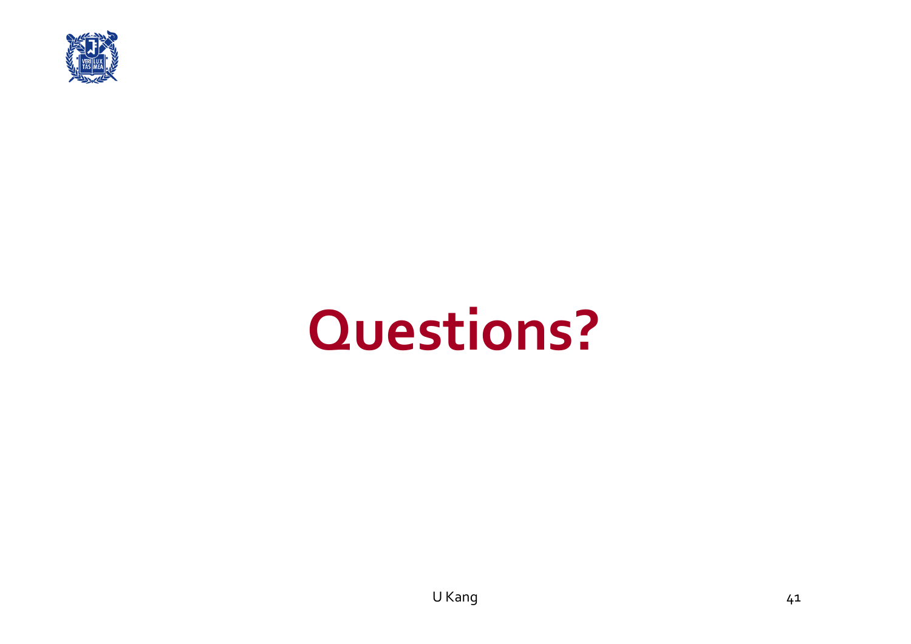# Questions?